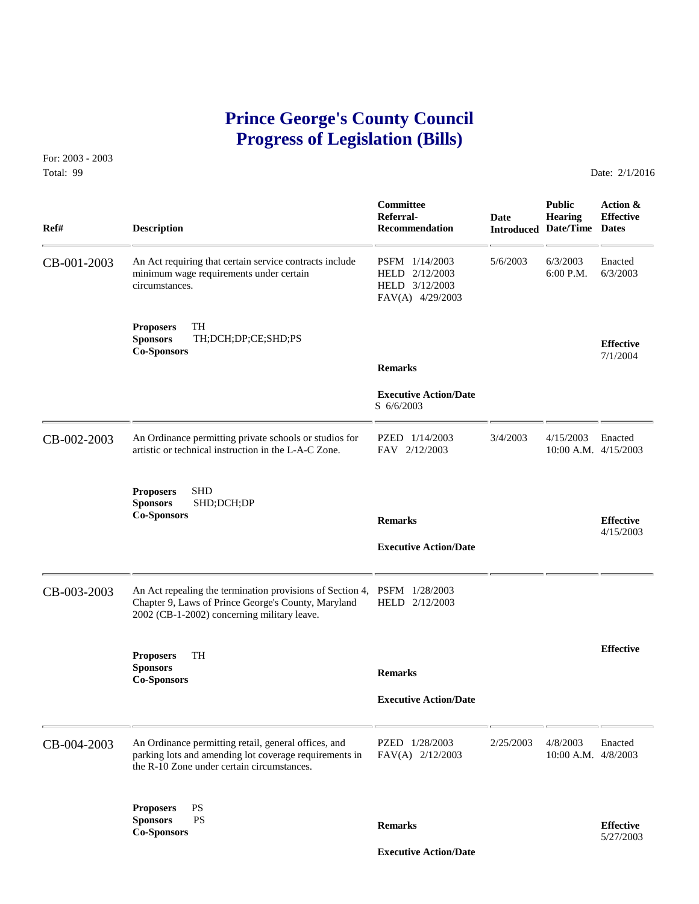# Prince George's County Council
# Progress of Legislation (Bills)

For: 2003 - 2003
Total: 99

Date: 2/1/2016

| Ref# | Description | Committee Referral-Recommendation | Date Introduced | Public Hearing Date/Time | Action & Effective Dates |
|---|---|---|---|---|---|
| CB-001-2003 | An Act requiring that certain service contracts include minimum wage requirements under certain circumstances. | PSFM 1/14/2003<br>HELD 2/12/2003<br>HELD 3/12/2003<br>FAV(A) 4/29/2003 | 5/6/2003 | 6/3/2003<br>6:00 P.M. | Enacted<br>6/3/2003 |
| | **Proposers** TH<br>**Sponsors** TH;DCH;DP;CE;SHD;PS<br>**Co-Sponsors** | **Remarks**<br><br>**Executive Action/Date**<br>S 6/6/2003 | | | **Effective**<br>7/1/2004 |
| CB-002-2003 | An Ordinance permitting private schools or studios for artistic or technical instruction in the L-A-C Zone. | PZED 1/14/2003<br>FAV 2/12/2003 | 3/4/2003 | 4/15/2003<br>10:00 A.M. | Enacted<br>4/15/2003 |
| | **Proposers** SHD<br>**Sponsors** SHD;DCH;DP<br>**Co-Sponsors** | **Remarks**<br><br>**Executive Action/Date** | | | **Effective**<br>4/15/2003 |
| CB-003-2003 | An Act repealing the termination provisions of Section 4, Chapter 9, Laws of Prince George's County, Maryland 2002 (CB-1-2002) concerning military leave. | PSFM 1/28/2003<br>HELD 2/12/2003 | | | |
| | **Proposers** TH<br>**Sponsors**<br>**Co-Sponsors** | **Remarks**<br><br>**Executive Action/Date** | | | **Effective** |
| CB-004-2003 | An Ordinance permitting retail, general offices, and parking lots and amending lot coverage requirements in the R-10 Zone under certain circumstances. | PZED 1/28/2003<br>FAV(A) 2/12/2003 | 2/25/2003 | 4/8/2003<br>10:00 A.M. | Enacted<br>4/8/2003 |
| | **Proposers** PS<br>**Sponsors** PS<br>**Co-Sponsors** | **Remarks**<br><br>**Executive Action/Date** | | | **Effective**<br>5/27/2003 |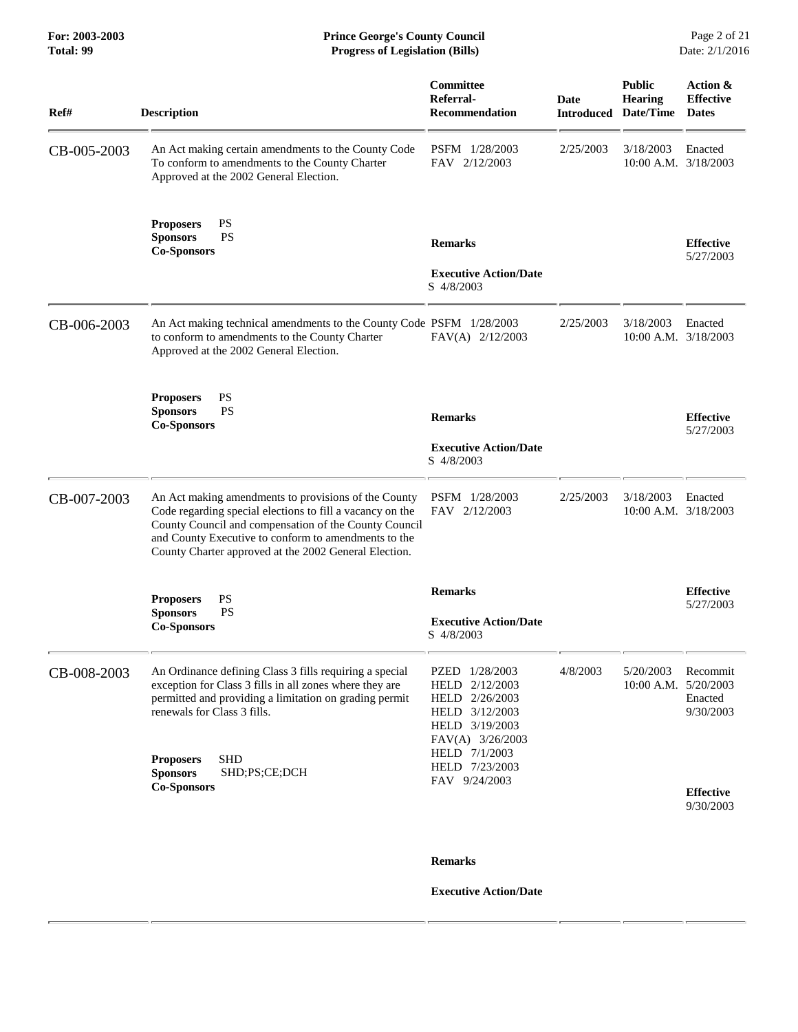| Ref# | Description | Committee Referral-Recommendation | Date Introduced | Public Hearing Date/Time | Action & Effective Dates |
|---|---|---|---|---|---|
| CB-005-2003 | An Act making certain amendments to the County Code To conform to amendments to the County Charter Approved at the 2002 General Election. | PSFM 1/28/2003<br>FAV 2/12/2003 | 2/25/2003 | 3/18/2003<br>10:00 A.M. | Enacted<br>3/18/2003 |
| | **Proposers** PS<br>**Sponsors** PS<br>**Co-Sponsors** | **Remarks**<br><br>**Executive Action/Date**<br>S 4/8/2003 | | | **Effective**<br>5/27/2003 |
| CB-006-2003 | An Act making technical amendments to the County Code to conform to amendments to the County Charter Approved at the 2002 General Election. | PSFM 1/28/2003<br>FAV(A) 2/12/2003 | 2/25/2003 | 3/18/2003<br>10:00 A.M. | Enacted<br>3/18/2003 |
| | **Proposers** PS<br>**Sponsors** PS<br>**Co-Sponsors** | **Remarks**<br><br>**Executive Action/Date**<br>S 4/8/2003 | | | **Effective**<br>5/27/2003 |
| CB-007-2003 | An Act making amendments to provisions of the County Code regarding special elections to fill a vacancy on the County Council and compensation of the County Council and County Executive to conform to amendments to the County Charter approved at the 2002 General Election. | PSFM 1/28/2003<br>FAV 2/12/2003 | 2/25/2003 | 3/18/2003<br>10:00 A.M. | Enacted<br>3/18/2003 |
| | **Proposers** PS<br>**Sponsors** PS<br>**Co-Sponsors** | **Remarks**<br><br>**Executive Action/Date**<br>S 4/8/2003 | | | **Effective**<br>5/27/2003 |
| CB-008-2003 | An Ordinance defining Class 3 fills requiring a special exception for Class 3 fills in all zones where they are permitted and providing a limitation on grading permit renewals for Class 3 fills. | PZED 1/28/2003<br>HELD 2/12/2003<br>HELD 2/26/2003<br>HELD 3/12/2003<br>HELD 3/19/2003<br>FAV(A) 3/26/2003<br>HELD 7/1/2003<br>HELD 7/23/2003<br>FAV 9/24/2003 | 4/8/2003 | 5/20/2003<br>10:00 A.M. | Recommit<br>5/20/2003<br>Enacted<br>9/30/2003 |
| | **Proposers** SHD<br>**Sponsors** SHD;PS;CE;DCH<br>**Co-Sponsors** | **Remarks**<br><br>**Executive Action/Date** | | | **Effective**<br>9/30/2003 |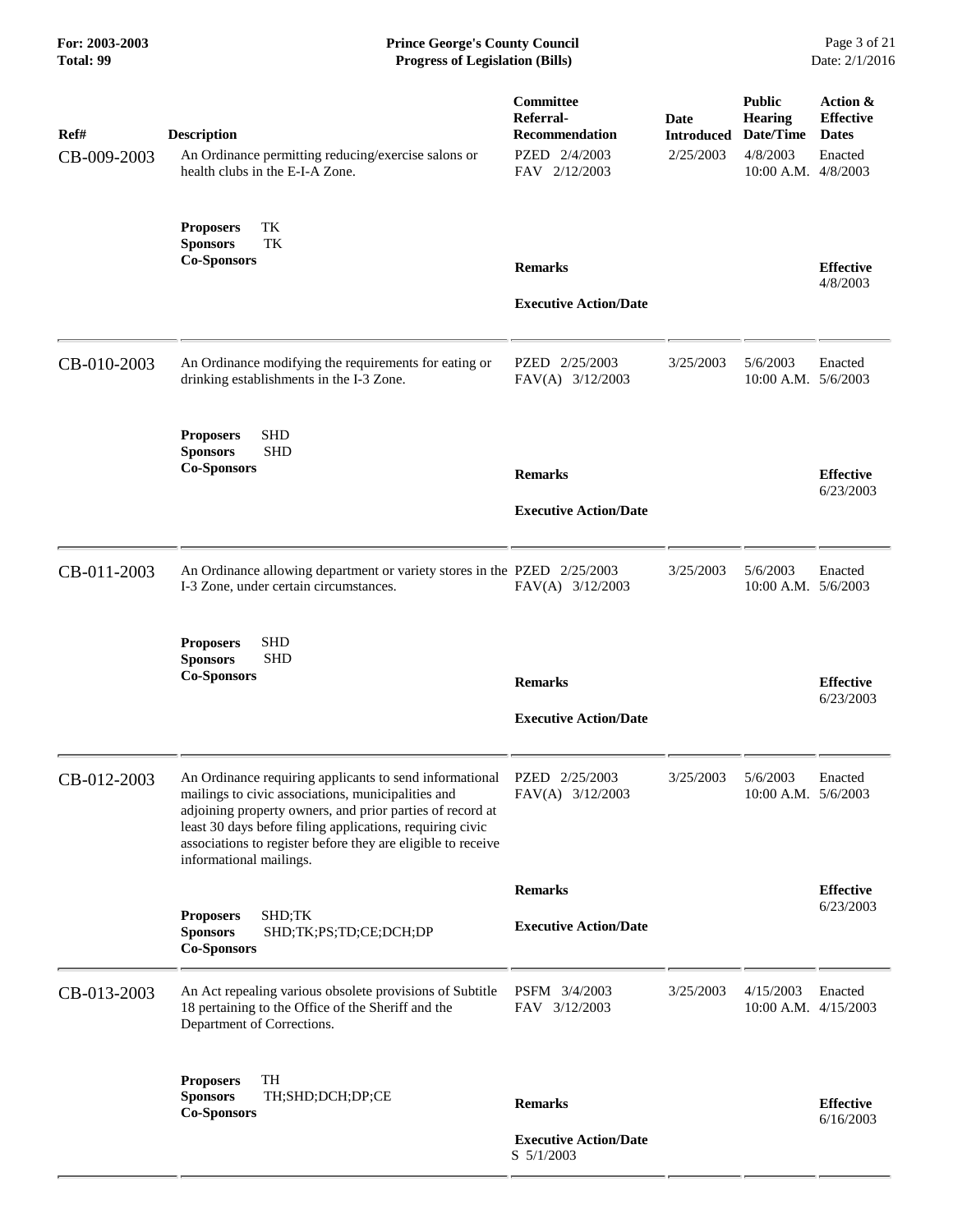| Ref# | Description | Committee Referral-Recommendation | Date Introduced | Public Hearing Date/Time | Action & Effective Dates |
|---|---|---|---|---|---|
| CB-009-2003 | An Ordinance permitting reducing/exercise salons or health clubs in the E-I-A Zone. | PZED 2/4/2003<br>FAV 2/12/2003 | 2/25/2003 | 4/8/2003<br>10:00 A.M. | Enacted<br>4/8/2003 |
| | **Proposers** TK<br>**Sponsors** TK<br>**Co-Sponsors** | **Remarks**<br><br>**Executive Action/Date** | | | **Effective**<br>4/8/2003 |
| CB-010-2003 | An Ordinance modifying the requirements for eating or drinking establishments in the I-3 Zone. | PZED 2/25/2003<br>FAV(A) 3/12/2003 | 3/25/2003 | 5/6/2003<br>10:00 A.M. | Enacted<br>5/6/2003 |
| | **Proposers** SHD<br>**Sponsors** SHD<br>**Co-Sponsors** | **Remarks**<br><br>**Executive Action/Date** | | | **Effective**<br>6/23/2003 |
| CB-011-2003 | An Ordinance allowing department or variety stores in the I-3 Zone, under certain circumstances. | PZED 2/25/2003<br>FAV(A) 3/12/2003 | 3/25/2003 | 5/6/2003<br>10:00 A.M. | Enacted<br>5/6/2003 |
| | **Proposers** SHD<br>**Sponsors** SHD<br>**Co-Sponsors** | **Remarks**<br><br>**Executive Action/Date** | | | **Effective**<br>6/23/2003 |
| CB-012-2003 | An Ordinance requiring applicants to send informational mailings to civic associations, municipalities and adjoining property owners, and prior parties of record at least 30 days before filing applications, requiring civic associations to register before they are eligible to receive informational mailings. | PZED 2/25/2003<br>FAV(A) 3/12/2003 | 3/25/2003 | 5/6/2003<br>10:00 A.M. | Enacted<br>5/6/2003 |
| | **Proposers** SHD;TK<br>**Sponsors** SHD;TK;PS;TD;CE;DCH;DP<br>**Co-Sponsors** | **Remarks**<br><br>**Executive Action/Date** | | | **Effective**<br>6/23/2003 |
| CB-013-2003 | An Act repealing various obsolete provisions of Subtitle 18 pertaining to the Office of the Sheriff and the Department of Corrections. | PSFM 3/4/2003<br>FAV 3/12/2003 | 3/25/2003 | 4/15/2003<br>10:00 A.M. | Enacted<br>4/15/2003 |
| | **Proposers** TH<br>**Sponsors** TH;SHD;DCH;DP;CE<br>**Co-Sponsors** | **Remarks**<br><br>**Executive Action/Date**<br>S 5/1/2003 | | | **Effective**<br>6/16/2003 |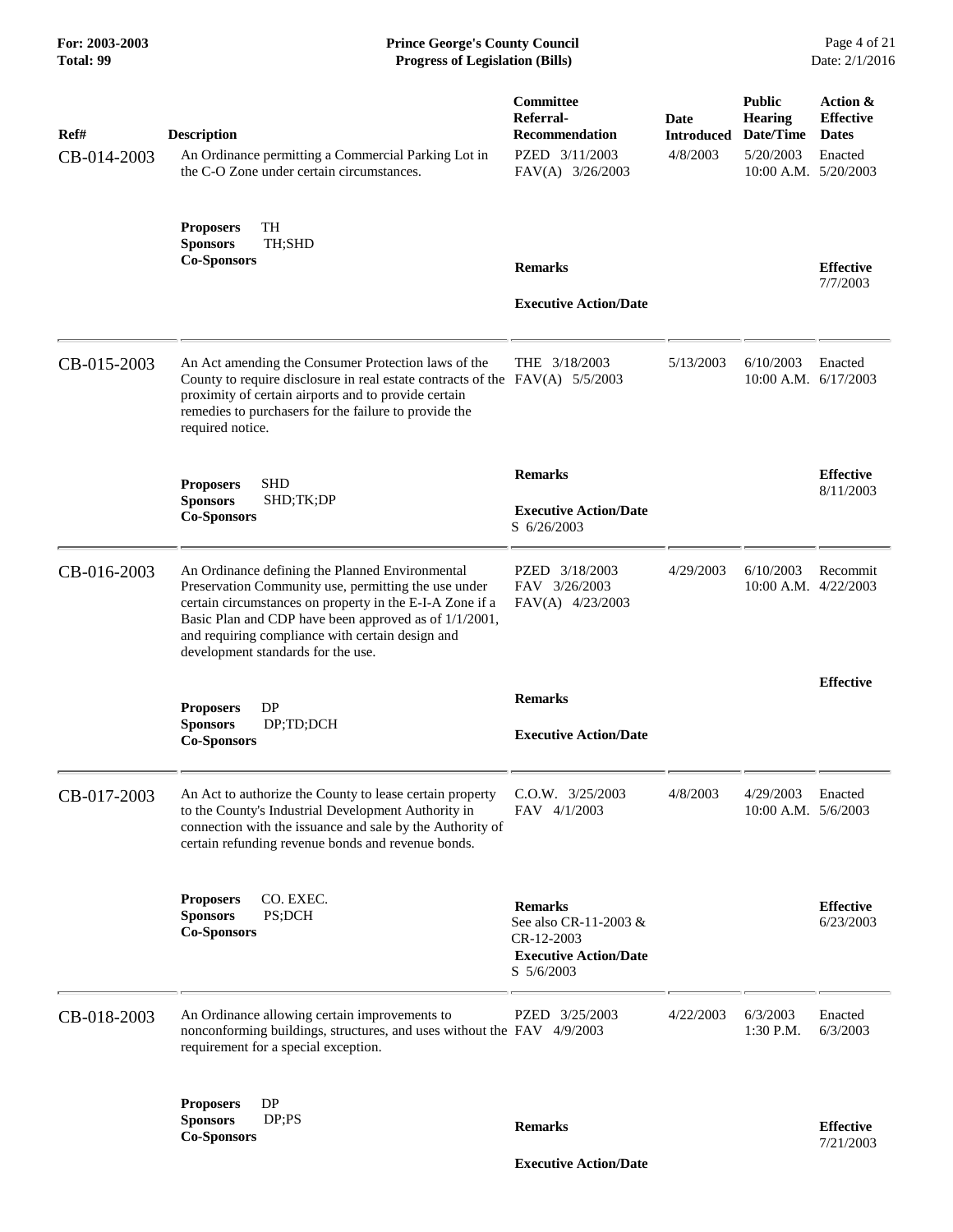| Ref# | Description | Committee Referral-Recommendation | Date Introduced | Public Hearing Date/Time | Action & Effective Dates |
|---|---|---|---|---|---|
| CB-014-2003 | An Ordinance permitting a Commercial Parking Lot in the C-O Zone under certain circumstances. | PZED 3/11/2003<br>FAV(A) 3/26/2003 | 4/8/2003 | 5/20/2003<br>10:00 A.M. | Enacted<br>5/20/2003 |
| | **Proposers** TH<br>**Sponsors** TH;SHD<br>**Co-Sponsors** | **Remarks**<br><br>**Executive Action/Date** | | | **Effective**<br>7/7/2003 |
| CB-015-2003 | An Act amending the Consumer Protection laws of the County to require disclosure in real estate contracts of the proximity of certain airports and to provide certain remedies to purchasers for the failure to provide the required notice. | THE 3/18/2003<br>FAV(A) 5/5/2003 | 5/13/2003 | 6/10/2003<br>10:00 A.M. | Enacted<br>6/17/2003 |
| | **Proposers** SHD<br>**Sponsors** SHD;TK;DP<br>**Co-Sponsors** | **Remarks**<br><br>**Executive Action/Date**<br>S 6/26/2003 | | | **Effective**<br>8/11/2003 |
| CB-016-2003 | An Ordinance defining the Planned Environmental Preservation Community use, permitting the use under certain circumstances on property in the E-I-A Zone if a Basic Plan and CDP have been approved as of 1/1/2001, and requiring compliance with certain design and development standards for the use. | PZED 3/18/2003<br>FAV 3/26/2003<br>FAV(A) 4/23/2003 | 4/29/2003 | 6/10/2003<br>10:00 A.M. | Recommit<br>4/22/2003 |
| | **Proposers** DP<br>**Sponsors** DP;TD;DCH<br>**Co-Sponsors** | **Remarks**<br><br>**Executive Action/Date** | | | **Effective** |
| CB-017-2003 | An Act to authorize the County to lease certain property to the County's Industrial Development Authority in connection with the issuance and sale by the Authority of certain refunding revenue bonds and revenue bonds. | C.O.W. 3/25/2003<br>FAV 4/1/2003 | 4/8/2003 | 4/29/2003<br>10:00 A.M. | Enacted<br>5/6/2003 |
| | **Proposers** CO. EXEC.<br>**Sponsors** PS;DCH<br>**Co-Sponsors** | **Remarks**<br>See also CR-11-2003 & CR-12-2003<br>**Executive Action/Date**<br>S 5/6/2003 | | | **Effective**<br>6/23/2003 |
| CB-018-2003 | An Ordinance allowing certain improvements to nonconforming buildings, structures, and uses without the requirement for a special exception. | PZED 3/25/2003<br>FAV 4/9/2003 | 4/22/2003 | 6/3/2003<br>1:30 P.M. | Enacted<br>6/3/2003 |
| | **Proposers** DP<br>**Sponsors** DP;PS<br>**Co-Sponsors** | **Remarks**<br><br>**Executive Action/Date** | | | **Effective**<br>7/21/2003 |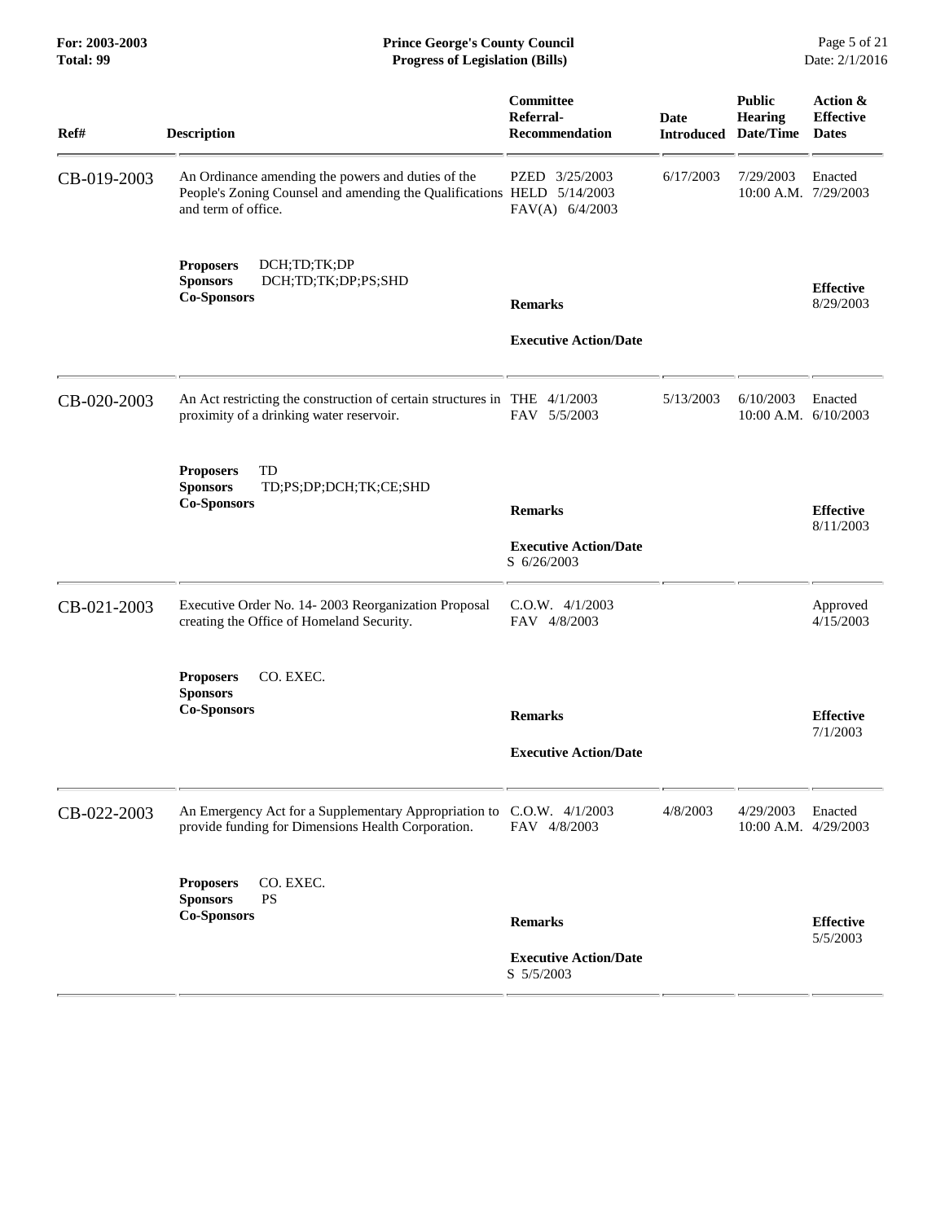| Ref# | Description | Committee Referral-Recommendation | Date Introduced | Public Hearing Date/Time | Action & Effective Dates |
|---|---|---|---|---|---|
| CB-019-2003 | An Ordinance amending the powers and duties of the People's Zoning Counsel and amending the Qualifications and term of office. | PZED 3/25/2003<br>HELD 5/14/2003<br>FAV(A) 6/4/2003 | 6/17/2003 | 7/29/2003<br>10:00 A.M. | Enacted<br>7/29/2003 |
| | **Proposers** DCH;TD;TK;DP<br>**Sponsors** DCH;TD;TK;DP;PS;SHD<br>**Co-Sponsors** | **Remarks**<br><br>**Executive Action/Date** | | | **Effective**<br>8/29/2003 |
| CB-020-2003 | An Act restricting the construction of certain structures in proximity of a drinking water reservoir. | THE 4/1/2003<br>FAV 5/5/2003 | 5/13/2003 | 6/10/2003<br>10:00 A.M. | Enacted<br>6/10/2003 |
| | **Proposers** TD<br>**Sponsors** TD;PS;DP;DCH;TK;CE;SHD<br>**Co-Sponsors** | **Remarks**<br><br>**Executive Action/Date**<br>S 6/26/2003 | | | **Effective**<br>8/11/2003 |
| CB-021-2003 | Executive Order No. 14- 2003 Reorganization Proposal creating the Office of Homeland Security. | C.O.W. 4/1/2003<br>FAV 4/8/2003 | | | Approved<br>4/15/2003 |
| | **Proposers** CO. EXEC.<br>**Sponsors**<br>**Co-Sponsors** | **Remarks**<br><br>**Executive Action/Date** | | | **Effective**<br>7/1/2003 |
| CB-022-2003 | An Emergency Act for a Supplementary Appropriation to provide funding for Dimensions Health Corporation. | C.O.W. 4/1/2003<br>FAV 4/8/2003 | 4/8/2003 | 4/29/2003<br>10:00 A.M. | Enacted<br>4/29/2003 |
| | **Proposers** CO. EXEC.<br>**Sponsors** PS<br>**Co-Sponsors** | **Remarks**<br><br>**Executive Action/Date**<br>S 5/5/2003 | | | **Effective**<br>5/5/2003 |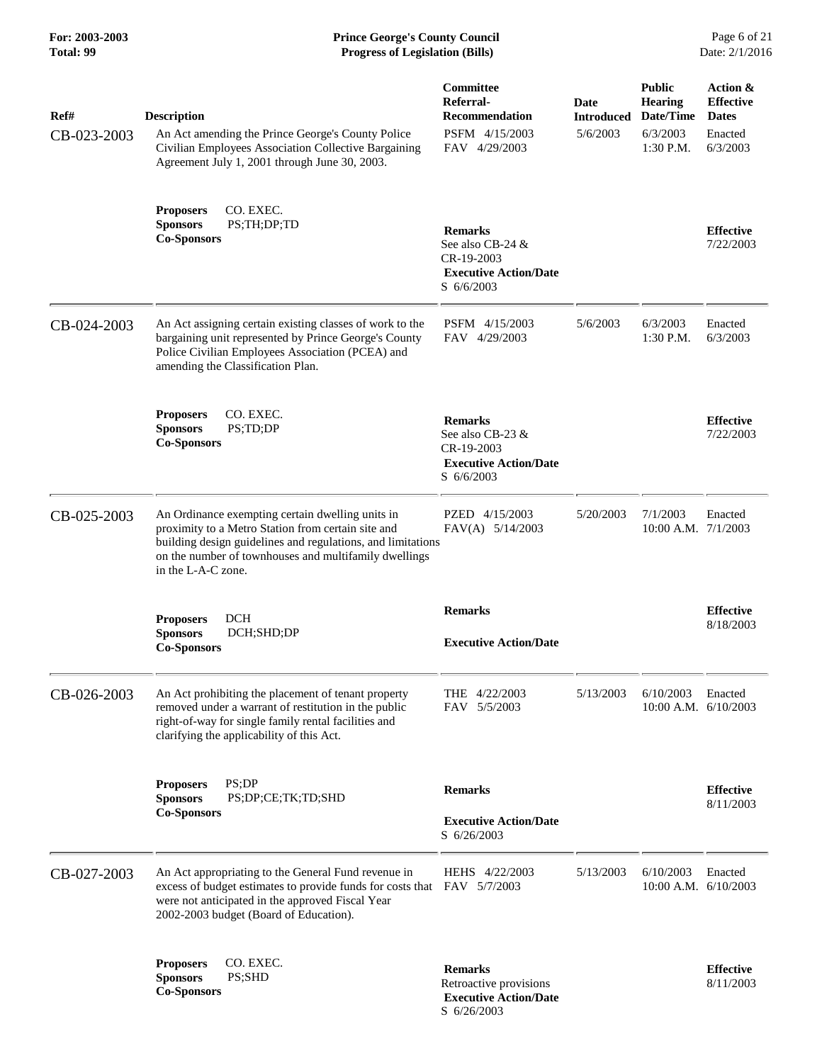| Ref# | Description | Committee Referral-Recommendation | Date Introduced | Public Hearing Date/Time | Action & Effective Dates |
|---|---|---|---|---|---|
| CB-023-2003 | An Act amending the Prince George's County Police Civilian Employees Association Collective Bargaining Agreement July 1, 2001 through June 30, 2003. | PSFM 4/15/2003<br>FAV 4/29/2003 | 5/6/2003 | 6/3/2003<br>1:30 P.M. | Enacted<br>6/3/2003 |
| | **Proposers** CO. EXEC.<br>**Sponsors** PS;TH;DP;TD<br>**Co-Sponsors** | **Remarks**<br>See also CB-24 & CR-19-2003<br>**Executive Action/Date**<br>S 6/6/2003 | | | **Effective**<br>7/22/2003 |
| CB-024-2003 | An Act assigning certain existing classes of work to the bargaining unit represented by Prince George's County Police Civilian Employees Association (PCEA) and amending the Classification Plan. | PSFM 4/15/2003<br>FAV 4/29/2003 | 5/6/2003 | 6/3/2003<br>1:30 P.M. | Enacted<br>6/3/2003 |
| | **Proposers** CO. EXEC.<br>**Sponsors** PS;TD;DP<br>**Co-Sponsors** | **Remarks**<br>See also CB-23 & CR-19-2003<br>**Executive Action/Date**<br>S 6/6/2003 | | | **Effective**<br>7/22/2003 |
| CB-025-2003 | An Ordinance exempting certain dwelling units in proximity to a Metro Station from certain site and building design guidelines and regulations, and limitations on the number of townhouses and multifamily dwellings in the L-A-C zone. | PZED 4/15/2003<br>FAV(A) 5/14/2003 | 5/20/2003 | 7/1/2003<br>10:00 A.M. | Enacted<br>7/1/2003 |
| | **Proposers** DCH<br>**Sponsors** DCH;SHD;DP<br>**Co-Sponsors** | **Remarks**<br>**Executive Action/Date** | | | **Effective**<br>8/18/2003 |
| CB-026-2003 | An Act prohibiting the placement of tenant property removed under a warrant of restitution in the public right-of-way for single family rental facilities and clarifying the applicability of this Act. | THE 4/22/2003<br>FAV 5/5/2003 | 5/13/2003 | 6/10/2003<br>10:00 A.M. | Enacted<br>6/10/2003 |
| | **Proposers** PS;DP<br>**Sponsors** PS;DP;CE;TK;TD;SHD<br>**Co-Sponsors** | **Remarks**<br>**Executive Action/Date**<br>S 6/26/2003 | | | **Effective**<br>8/11/2003 |
| CB-027-2003 | An Act appropriating to the General Fund revenue in excess of budget estimates to provide funds for costs that were not anticipated in the approved Fiscal Year 2002-2003 budget (Board of Education). | HEHS 4/22/2003<br>FAV 5/7/2003 | 5/13/2003 | 6/10/2003<br>10:00 A.M. | Enacted<br>6/10/2003 |
| | **Proposers** CO. EXEC.<br>**Sponsors** PS;SHD<br>**Co-Sponsors** | **Remarks**<br>Retroactive provisions<br>**Executive Action/Date**<br>S 6/26/2003 | | | **Effective**<br>8/11/2003 |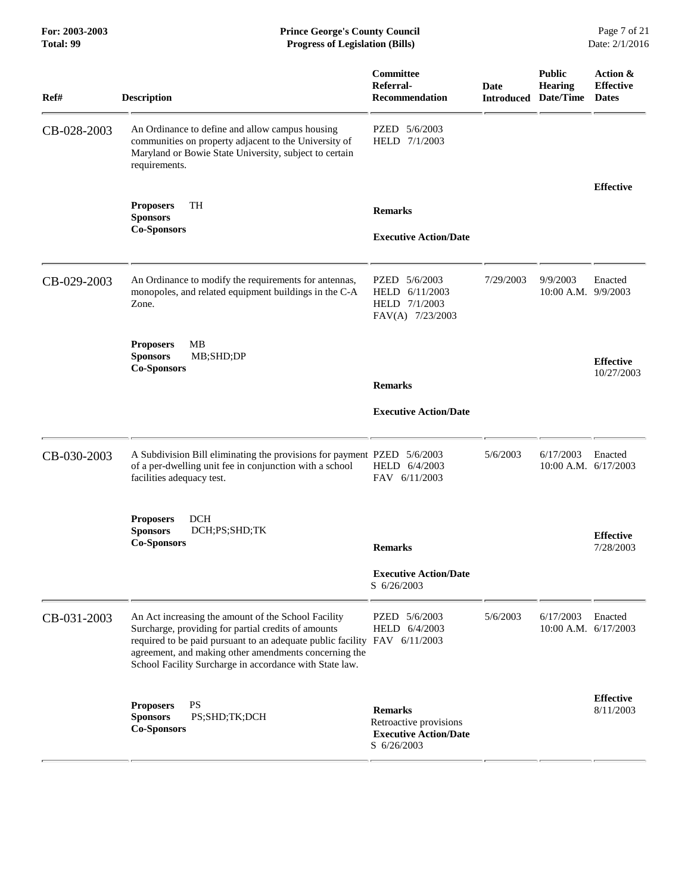| Ref# | Description | Committee Referral-Recommendation | Date Introduced | Public Hearing Date/Time | Action & Effective Dates |
|---|---|---|---|---|---|
| CB-028-2003 | An Ordinance to define and allow campus housing communities on property adjacent to the University of Maryland or Bowie State University, subject to certain requirements.<br>**Proposers** TH<br>**Sponsors**<br>**Co-Sponsors** | PZED 5/6/2003<br>HELD 7/1/2003<br>**Remarks**<br>**Executive Action/Date** | | | **Effective** |
| CB-029-2003 | An Ordinance to modify the requirements for antennas, monopoles, and related equipment buildings in the C-A Zone.<br>**Proposers** MB<br>**Sponsors** MB;SHD;DP<br>**Co-Sponsors** | PZED 5/6/2003<br>HELD 6/11/2003<br>HELD 7/1/2003<br>FAV(A) 7/23/2003<br>**Remarks**<br>**Executive Action/Date** | 7/29/2003 | 9/9/2003<br>10:00 A.M. | Enacted<br>9/9/2003<br>**Effective**<br>10/27/2003 |
| CB-030-2003 | A Subdivision Bill eliminating the provisions for payment of a per-dwelling unit fee in conjunction with a school facilities adequacy test.<br>**Proposers** DCH<br>**Sponsors** DCH;PS;SHD;TK<br>**Co-Sponsors** | PZED 5/6/2003<br>HELD 6/4/2003<br>FAV 6/11/2003<br>**Remarks**<br>**Executive Action/Date**<br>S 6/26/2003 | 5/6/2003 | 6/17/2003<br>10:00 A.M. | Enacted<br>6/17/2003<br>**Effective**<br>7/28/2003 |
| CB-031-2003 | An Act increasing the amount of the School Facility Surcharge, providing for partial credits of amounts required to be paid pursuant to an adequate public facility agreement, and making other amendments concerning the School Facility Surcharge in accordance with State law.<br>**Proposers** PS<br>**Sponsors** PS;SHD;TK;DCH<br>**Co-Sponsors** | PZED 5/6/2003<br>HELD 6/4/2003<br>FAV 6/11/2003<br>**Remarks**<br>Retroactive provisions<br>**Executive Action/Date**<br>S 6/26/2003 | 5/6/2003 | 6/17/2003<br>10:00 A.M. | Enacted<br>6/17/2003<br>**Effective**<br>8/11/2003 |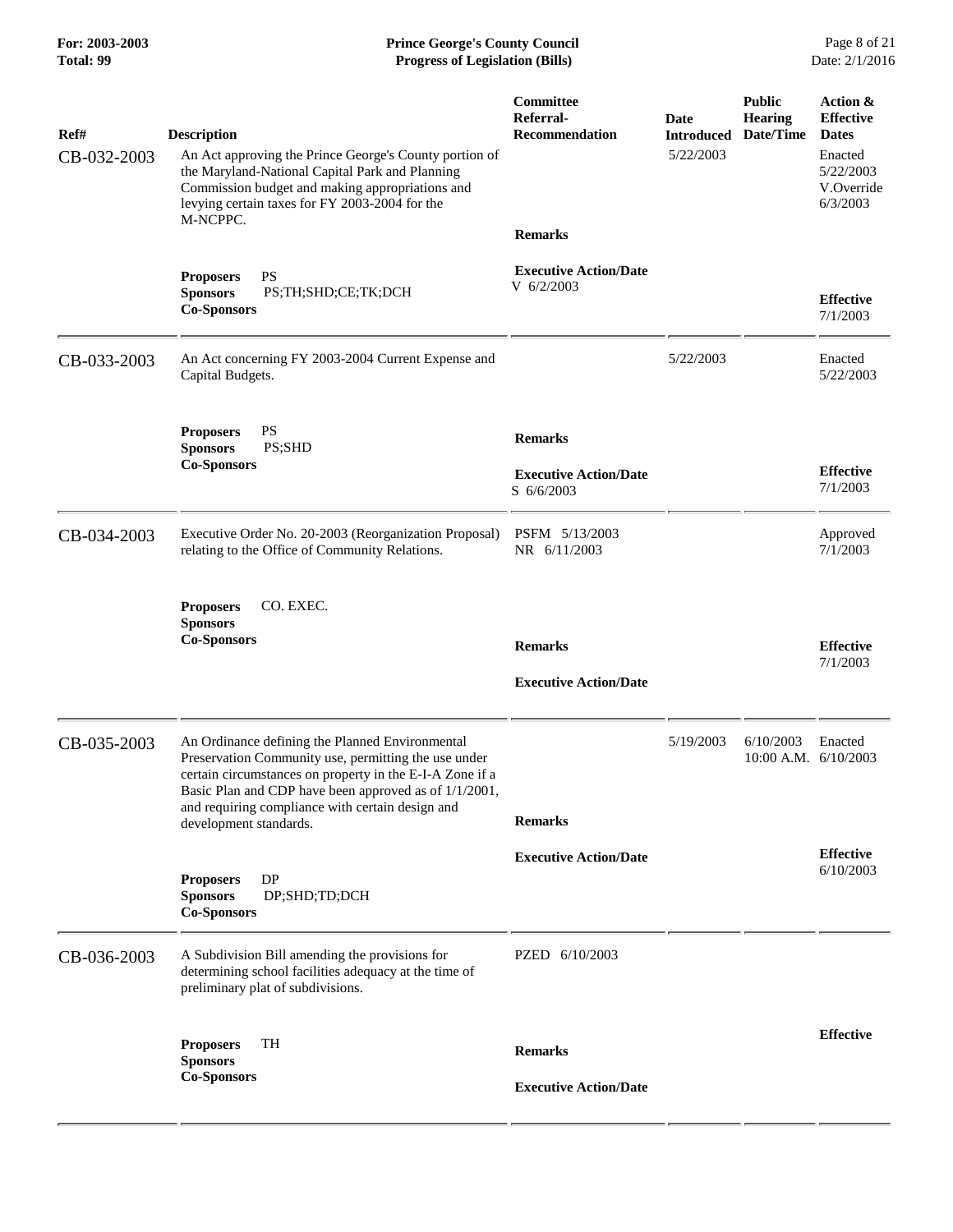| Ref# | Description | Committee Referral-Recommendation | Date Introduced | Public Hearing Date/Time | Action & Effective Dates |
|---|---|---|---|---|---|
| CB-032-2003 | An Act approving the Prince George's County portion of the Maryland-National Capital Park and Planning Commission budget and making appropriations and levying certain taxes for FY 2003-2004 for the M-NCPPC. | | 5/22/2003 | | Enacted 5/22/2003 V.Override 6/3/2003 |
| | **Proposers** PS<br>**Sponsors** PS;TH;SHD;CE;TK;DCH<br>**Co-Sponsors** | **Remarks**<br><br>**Executive Action/Date**<br>V 6/2/2003 | | | **Effective**<br>7/1/2003 |
| CB-033-2003 | An Act concerning FY 2003-2004 Current Expense and Capital Budgets. | | 5/22/2003 | | Enacted 5/22/2003 |
| | **Proposers** PS<br>**Sponsors** PS;SHD<br>**Co-Sponsors** | **Remarks**<br><br>**Executive Action/Date**<br>S 6/6/2003 | | | **Effective**<br>7/1/2003 |
| CB-034-2003 | Executive Order No. 20-2003 (Reorganization Proposal) relating to the Office of Community Relations. | PSFM 5/13/2003<br>NR 6/11/2003 | | | Approved 7/1/2003 |
| | **Proposers** CO. EXEC.<br>**Sponsors**<br>**Co-Sponsors** | **Remarks**<br><br>**Executive Action/Date** | | | **Effective**<br>7/1/2003 |
| CB-035-2003 | An Ordinance defining the Planned Environmental Preservation Community use, permitting the use under certain circumstances on property in the E-I-A Zone if a Basic Plan and CDP have been approved as of 1/1/2001, and requiring compliance with certain design and development standards. | | 5/19/2003 | 6/10/2003 10:00 A.M. | Enacted 6/10/2003 |
| | **Proposers** DP<br>**Sponsors** DP;SHD;TD;DCH<br>**Co-Sponsors** | **Remarks**<br><br>**Executive Action/Date** | | | **Effective**<br>6/10/2003 |
| CB-036-2003 | A Subdivision Bill amending the provisions for determining school facilities adequacy at the time of preliminary plat of subdivisions. | PZED 6/10/2003 | | | |
| | **Proposers** TH<br>**Sponsors**<br>**Co-Sponsors** | **Remarks**<br><br>**Executive Action/Date** | | | **Effective** |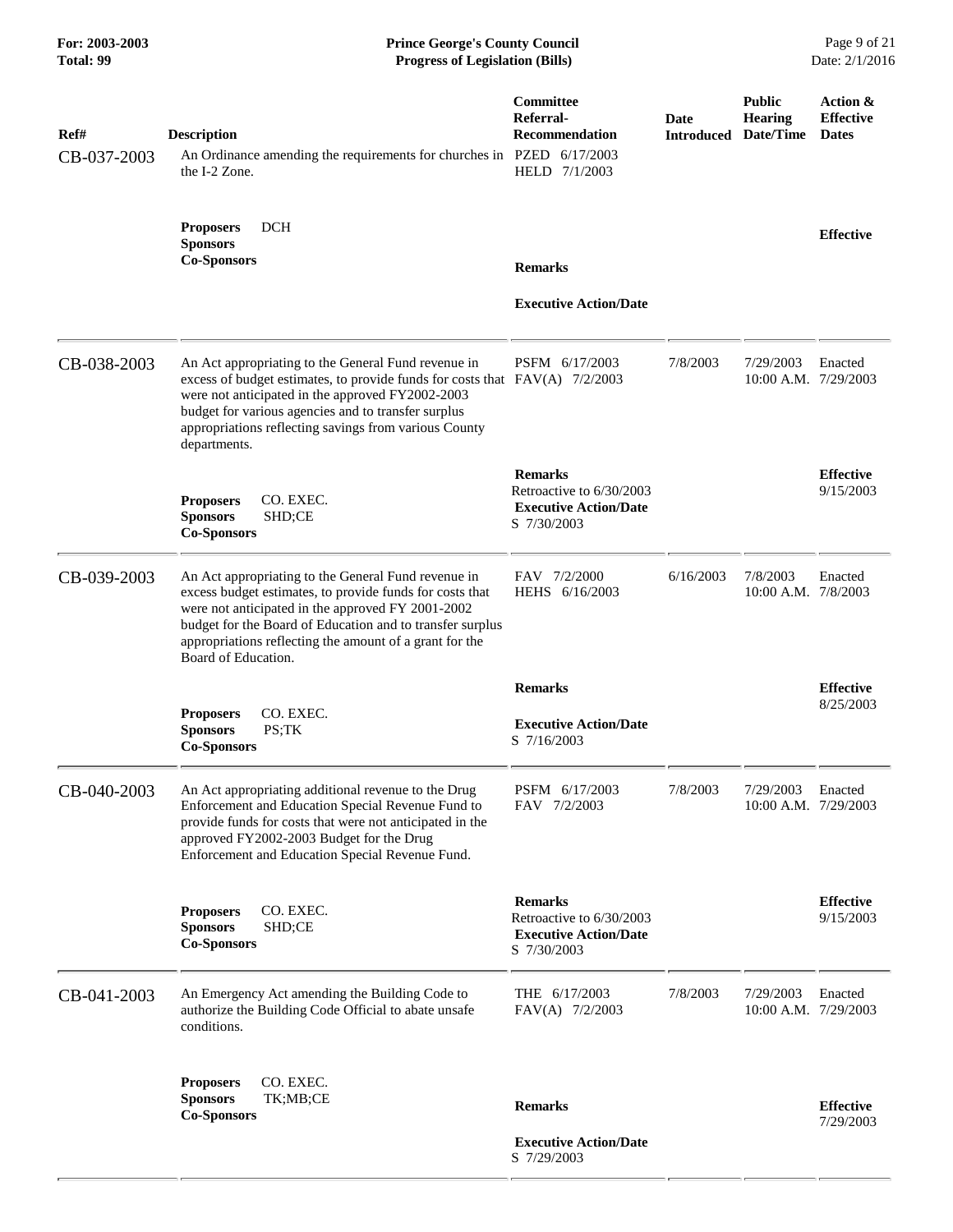| Ref# | Description | Committee Referral-Recommendation | Date Introduced | Public Hearing Date/Time | Action & Effective Dates |
|---|---|---|---|---|---|
| CB-037-2003 | An Ordinance amending the requirements for churches in the I-2 Zone.<br><br>**Proposers** DCH<br>**Sponsors**<br>**Co-Sponsors** | PZED 6/17/2003<br>HELD 7/1/2003<br><br>**Remarks**<br><br>**Executive Action/Date** | | | **Effective** |
| CB-038-2003 | An Act appropriating to the General Fund revenue in excess of budget estimates, to provide funds for costs that were not anticipated in the approved FY2002-2003 budget for various agencies and to transfer surplus appropriations reflecting savings from various County departments.<br><br>**Proposers** CO. EXEC.<br>**Sponsors** SHD;CE<br>**Co-Sponsors** | PSFM 6/17/2003<br>FAV(A) 7/2/2003<br><br>**Remarks**<br>Retroactive to 6/30/2003<br>**Executive Action/Date**<br>S 7/30/2003 | 7/8/2003 | 7/29/2003<br>10:00 A.M. | Enacted<br>7/29/2003<br><br>**Effective**<br>9/15/2003 |
| CB-039-2003 | An Act appropriating to the General Fund revenue in excess budget estimates, to provide funds for costs that were not anticipated in the approved FY 2001-2002 budget for the Board of Education and to transfer surplus appropriations reflecting the amount of a grant for the Board of Education.<br><br>**Proposers** CO. EXEC.<br>**Sponsors** PS;TK<br>**Co-Sponsors** | FAV 7/2/2000<br>HEHS 6/16/2003<br><br>**Remarks**<br><br>**Executive Action/Date**<br>S 7/16/2003 | 6/16/2003 | 7/8/2003<br>10:00 A.M. | Enacted<br>7/8/2003<br><br>**Effective**<br>8/25/2003 |
| CB-040-2003 | An Act appropriating additional revenue to the Drug Enforcement and Education Special Revenue Fund to provide funds for costs that were not anticipated in the approved FY2002-2003 Budget for the Drug Enforcement and Education Special Revenue Fund.<br><br>**Proposers** CO. EXEC.<br>**Sponsors** SHD;CE<br>**Co-Sponsors** | PSFM 6/17/2003<br>FAV 7/2/2003<br><br>**Remarks**<br>Retroactive to 6/30/2003<br>**Executive Action/Date**<br>S 7/30/2003 | 7/8/2003 | 7/29/2003<br>10:00 A.M. | Enacted<br>7/29/2003<br><br>**Effective**<br>9/15/2003 |
| CB-041-2003 | An Emergency Act amending the Building Code to authorize the Building Code Official to abate unsafe conditions.<br><br>**Proposers** CO. EXEC.<br>**Sponsors** TK;MB;CE<br>**Co-Sponsors** | THE 6/17/2003<br>FAV(A) 7/2/2003<br><br>**Remarks**<br><br>**Executive Action/Date**<br>S 7/29/2003 | 7/8/2003 | 7/29/2003<br>10:00 A.M. | Enacted<br>7/29/2003<br><br>**Effective**<br>7/29/2003 |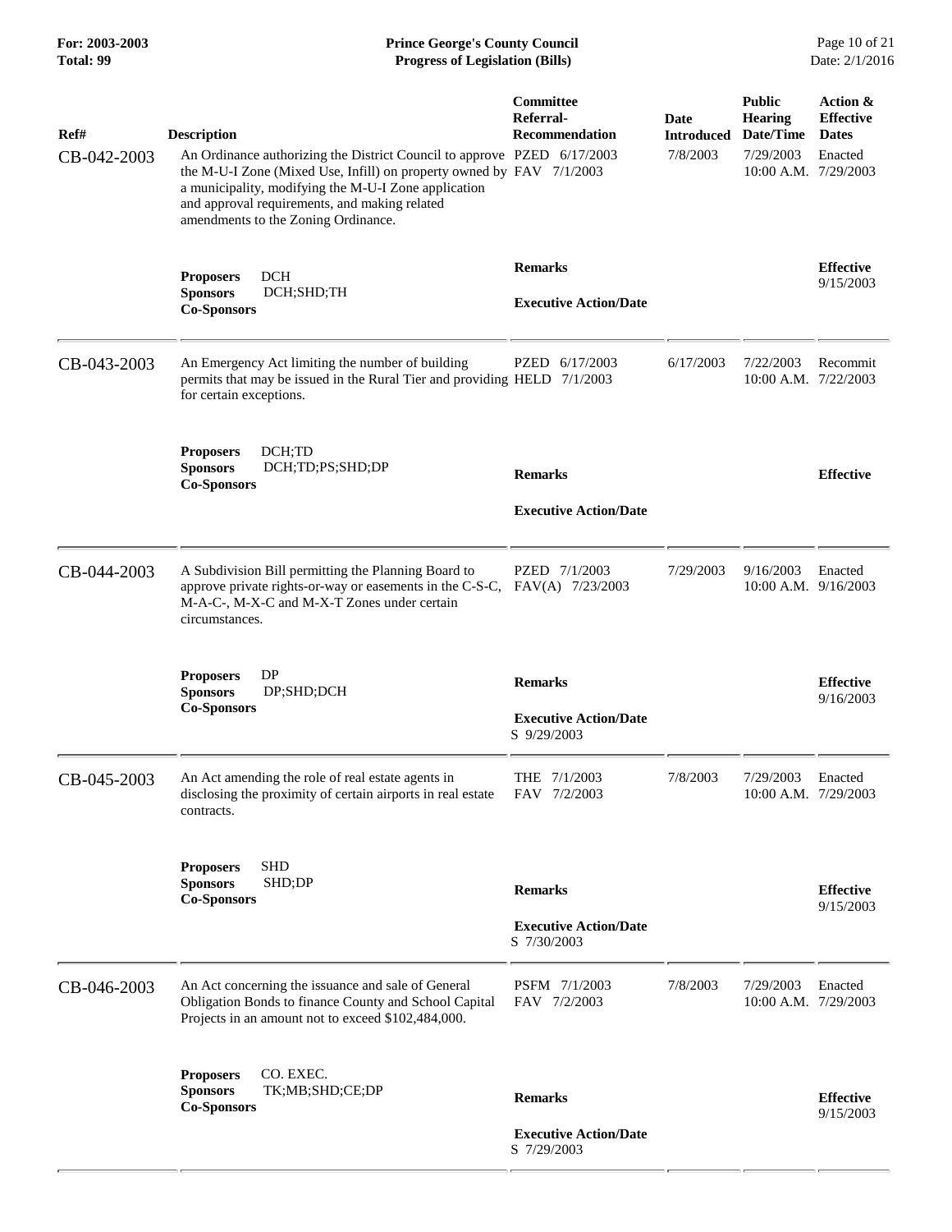| Ref# | Description | Committee Referral-Recommendation | Date Introduced | Public Hearing Date/Time | Action & Effective Dates |
|---|---|---|---|---|---|
| CB-042-2003 | An Ordinance authorizing the District Council to approve the M-U-I Zone (Mixed Use, Infill) on property owned by a municipality, modifying the M-U-I Zone application and approval requirements, and making related amendments to the Zoning Ordinance. | PZED 6/17/2003<br>FAV 7/1/2003 | 7/8/2003 | 7/29/2003<br>10:00 A.M. | Enacted<br>7/29/2003 |
| | **Proposers** DCH<br>**Sponsors** DCH;SHD;TH<br>**Co-Sponsors** | **Remarks**<br><br>**Executive Action/Date** | | | **Effective**<br>9/15/2003 |
| CB-043-2003 | An Emergency Act limiting the number of building permits that may be issued in the Rural Tier and providing for certain exceptions. | PZED 6/17/2003<br>HELD 7/1/2003 | 6/17/2003 | 7/22/2003<br>10:00 A.M. | Recommit<br>7/22/2003 |
| | **Proposers** DCH;TD<br>**Sponsors** DCH;TD;PS;SHD;DP<br>**Co-Sponsors** | **Remarks**<br><br>**Executive Action/Date** | | | **Effective** |
| CB-044-2003 | A Subdivision Bill permitting the Planning Board to approve private rights-or-way or easements in the C-S-C, M-A-C-, M-X-C and M-X-T Zones under certain circumstances. | PZED 7/1/2003<br>FAV(A) 7/23/2003 | 7/29/2003 | 9/16/2003<br>10:00 A.M. | Enacted<br>9/16/2003 |
| | **Proposers** DP<br>**Sponsors** DP;SHD;DCH<br>**Co-Sponsors** | **Remarks**<br><br>**Executive Action/Date**<br>S 9/29/2003 | | | **Effective**<br>9/16/2003 |
| CB-045-2003 | An Act amending the role of real estate agents in disclosing the proximity of certain airports in real estate contracts. | THE 7/1/2003<br>FAV 7/2/2003 | 7/8/2003 | 7/29/2003<br>10:00 A.M. | Enacted<br>7/29/2003 |
| | **Proposers** SHD<br>**Sponsors** SHD;DP<br>**Co-Sponsors** | **Remarks**<br><br>**Executive Action/Date**<br>S 7/30/2003 | | | **Effective**<br>9/15/2003 |
| CB-046-2003 | An Act concerning the issuance and sale of General Obligation Bonds to finance County and School Capital Projects in an amount not to exceed $102,484,000. | PSFM 7/1/2003<br>FAV 7/2/2003 | 7/8/2003 | 7/29/2003<br>10:00 A.M. | Enacted<br>7/29/2003 |
| | **Proposers** CO. EXEC.<br>**Sponsors** TK;MB;SHD;CE;DP<br>**Co-Sponsors** | **Remarks**<br><br>**Executive Action/Date**<br>S 7/29/2003 | | | **Effective**<br>9/15/2003 |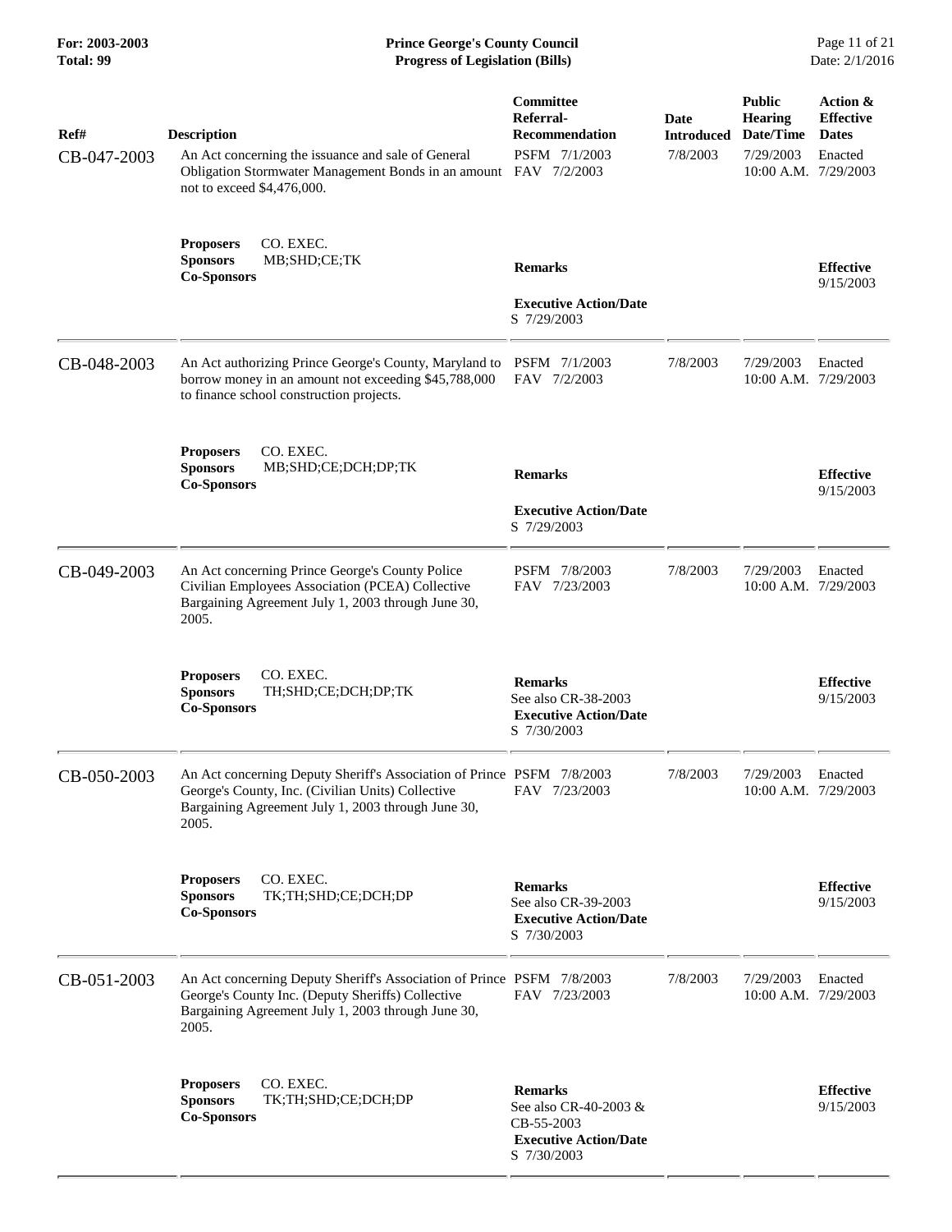| Ref# | Description | Committee Referral-Recommendation | Date Introduced | Public Hearing Date/Time | Action & Effective Dates |
|---|---|---|---|---|---|
| CB-047-2003 | An Act concerning the issuance and sale of General Obligation Stormwater Management Bonds in an amount not to exceed $4,476,000. | PSFM 7/1/2003<br>FAV 7/2/2003 | 7/8/2003 | 7/29/2003<br>10:00 A.M. | Enacted<br>7/29/2003 |
| | **Proposers** CO. EXEC.<br>**Sponsors** MB;SHD;CE;TK<br>**Co-Sponsors** | **Remarks**<br><br>**Executive Action/Date**<br>S 7/29/2003 | | | **Effective**<br>9/15/2003 |
| CB-048-2003 | An Act authorizing Prince George's County, Maryland to borrow money in an amount not exceeding $45,788,000 to finance school construction projects. | PSFM 7/1/2003<br>FAV 7/2/2003 | 7/8/2003 | 7/29/2003<br>10:00 A.M. | Enacted<br>7/29/2003 |
| | **Proposers** CO. EXEC.<br>**Sponsors** MB;SHD;CE;DCH;DP;TK<br>**Co-Sponsors** | **Remarks**<br><br>**Executive Action/Date**<br>S 7/29/2003 | | | **Effective**<br>9/15/2003 |
| CB-049-2003 | An Act concerning Prince George's County Police Civilian Employees Association (PCEA) Collective Bargaining Agreement July 1, 2003 through June 30, 2005. | PSFM 7/8/2003<br>FAV 7/23/2003 | 7/8/2003 | 7/29/2003<br>10:00 A.M. | Enacted<br>7/29/2003 |
| | **Proposers** CO. EXEC.<br>**Sponsors** TH;SHD;CE;DCH;DP;TK<br>**Co-Sponsors** | **Remarks**<br>See also CR-38-2003<br>**Executive Action/Date**<br>S 7/30/2003 | | | **Effective**<br>9/15/2003 |
| CB-050-2003 | An Act concerning Deputy Sheriff's Association of Prince George's County, Inc. (Civilian Units) Collective Bargaining Agreement July 1, 2003 through June 30, 2005. | PSFM 7/8/2003<br>FAV 7/23/2003 | 7/8/2003 | 7/29/2003<br>10:00 A.M. | Enacted<br>7/29/2003 |
| | **Proposers** CO. EXEC.<br>**Sponsors** TK;TH;SHD;CE;DCH;DP<br>**Co-Sponsors** | **Remarks**<br>See also CR-39-2003<br>**Executive Action/Date**<br>S 7/30/2003 | | | **Effective**<br>9/15/2003 |
| CB-051-2003 | An Act concerning Deputy Sheriff's Association of Prince George's County Inc. (Deputy Sheriffs) Collective Bargaining Agreement July 1, 2003 through June 30, 2005. | PSFM 7/8/2003<br>FAV 7/23/2003 | 7/8/2003 | 7/29/2003<br>10:00 A.M. | Enacted<br>7/29/2003 |
| | **Proposers** CO. EXEC.<br>**Sponsors** TK;TH;SHD;CE;DCH;DP<br>**Co-Sponsors** | **Remarks**<br>See also CR-40-2003 & CB-55-2003<br>**Executive Action/Date**<br>S 7/30/2003 | | | **Effective**<br>9/15/2003 |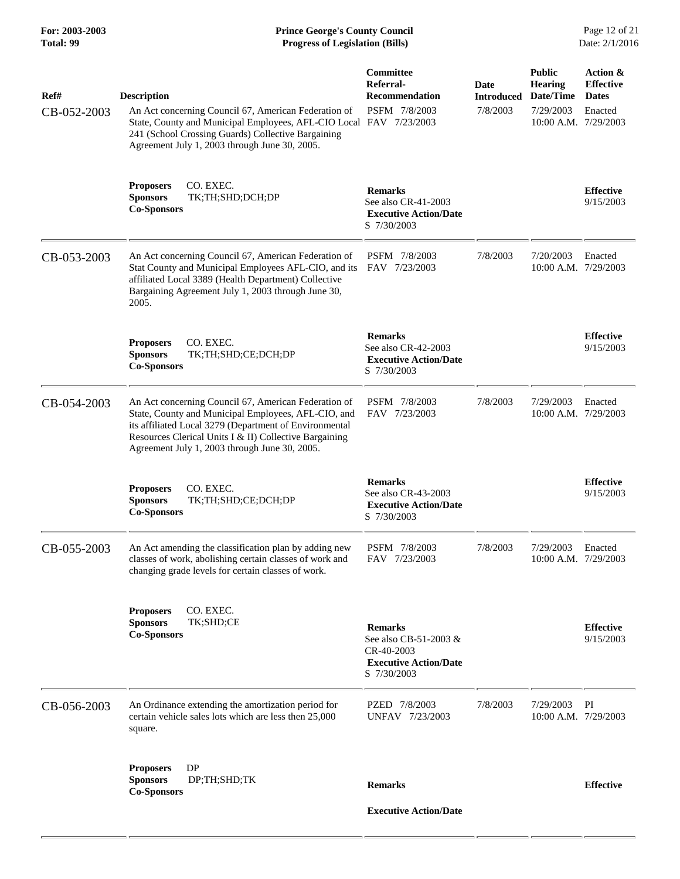| Ref# | Description | Committee Referral-Recommendation | Date Introduced | Public Hearing Date/Time | Action & Effective Dates |
|---|---|---|---|---|---|
| CB-052-2003 | An Act concerning Council 67, American Federation of State, County and Municipal Employees, AFL-CIO Local 241 (School Crossing Guards) Collective Bargaining Agreement July 1, 2003 through June 30, 2005. | PSFM 7/8/2003<br>FAV 7/23/2003 | 7/8/2003 | 7/29/2003<br>10:00 A.M. | Enacted<br>7/29/2003 |
| | **Proposers** CO. EXEC.<br>**Sponsors** TK;TH;SHD;DCH;DP<br>**Co-Sponsors** | **Remarks**<br>See also CR-41-2003<br>**Executive Action/Date**<br>S 7/30/2003 | | | **Effective**<br>9/15/2003 |
| CB-053-2003 | An Act concerning Council 67, American Federation of Stat County and Municipal Employees AFL-CIO, and its affiliated Local 3389 (Health Department) Collective Bargaining Agreement July 1, 2003 through June 30, 2005. | PSFM 7/8/2003<br>FAV 7/23/2003 | 7/8/2003 | 7/20/2003<br>10:00 A.M. | Enacted<br>7/29/2003 |
| | **Proposers** CO. EXEC.<br>**Sponsors** TK;TH;SHD;CE;DCH;DP<br>**Co-Sponsors** | **Remarks**<br>See also CR-42-2003<br>**Executive Action/Date**<br>S 7/30/2003 | | | **Effective**<br>9/15/2003 |
| CB-054-2003 | An Act concerning Council 67, American Federation of State, County and Municipal Employees, AFL-CIO, and its affiliated Local 3279 (Department of Environmental Resources Clerical Units I & II) Collective Bargaining Agreement July 1, 2003 through June 30, 2005. | PSFM 7/8/2003<br>FAV 7/23/2003 | 7/8/2003 | 7/29/2003<br>10:00 A.M. | Enacted<br>7/29/2003 |
| | **Proposers** CO. EXEC.<br>**Sponsors** TK;TH;SHD;CE;DCH;DP<br>**Co-Sponsors** | **Remarks**<br>See also CR-43-2003<br>**Executive Action/Date**<br>S 7/30/2003 | | | **Effective**<br>9/15/2003 |
| CB-055-2003 | An Act amending the classification plan by adding new classes of work, abolishing certain classes of work and changing grade levels for certain classes of work. | PSFM 7/8/2003<br>FAV 7/23/2003 | 7/8/2003 | 7/29/2003<br>10:00 A.M. | Enacted<br>7/29/2003 |
| | **Proposers** CO. EXEC.<br>**Sponsors** TK;SHD;CE<br>**Co-Sponsors** | **Remarks**<br>See also CB-51-2003 & CR-40-2003<br>**Executive Action/Date**<br>S 7/30/2003 | | | **Effective**<br>9/15/2003 |
| CB-056-2003 | An Ordinance extending the amortization period for certain vehicle sales lots which are less then 25,000 square. | PZED 7/8/2003<br>UNFAV 7/23/2003 | 7/8/2003 | 7/29/2003<br>10:00 A.M. | PI<br>7/29/2003 |
| | **Proposers** DP<br>**Sponsors** DP;TH;SHD;TK<br>**Co-Sponsors** | **Remarks**<br>**Executive Action/Date** | | | **Effective** |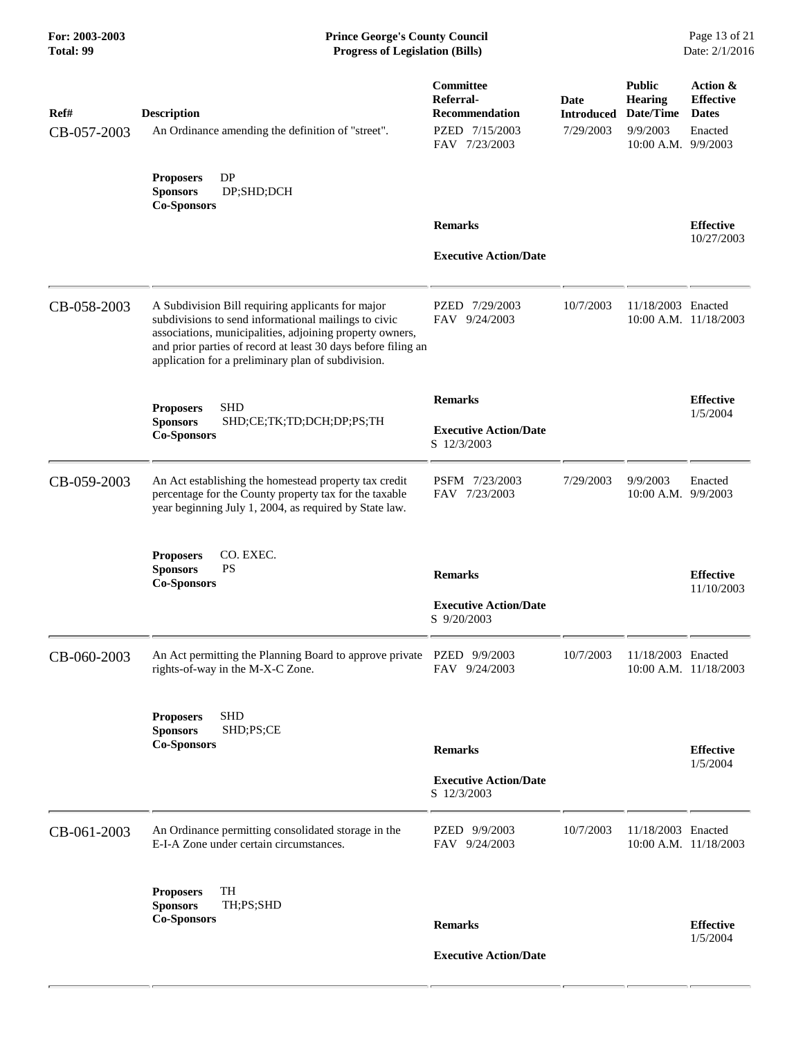| Ref# | Description | Committee Referral-Recommendation | Date Introduced | Public Hearing Date/Time | Action & Effective Dates |
|---|---|---|---|---|---|
| CB-057-2003 | An Ordinance amending the definition of "street". | PZED 7/15/2003<br>FAV 7/23/2003 | 7/29/2003 | 9/9/2003<br>10:00 A.M. | Enacted<br>9/9/2003 |
| | **Proposers** DP<br>**Sponsors** DP;SHD;DCH<br>**Co-Sponsors** | **Remarks**<br><br>**Executive Action/Date** | | | **Effective**<br>10/27/2003 |
| CB-058-2003 | A Subdivision Bill requiring applicants for major subdivisions to send informational mailings to civic associations, municipalities, adjoining property owners, and prior parties of record at least 30 days before filing an application for a preliminary plan of subdivision. | PZED 7/29/2003<br>FAV 9/24/2003 | 10/7/2003 | 11/18/2003<br>10:00 A.M. | Enacted<br>11/18/2003 |
| | **Proposers** SHD<br>**Sponsors** SHD;CE;TK;TD;DCH;DP;PS;TH<br>**Co-Sponsors** | **Remarks**<br><br>**Executive Action/Date**<br>S 12/3/2003 | | | **Effective**<br>1/5/2004 |
| CB-059-2003 | An Act establishing the homestead property tax credit percentage for the County property tax for the taxable year beginning July 1, 2004, as required by State law. | PSFM 7/23/2003<br>FAV 7/23/2003 | 7/29/2003 | 9/9/2003<br>10:00 A.M. | Enacted<br>9/9/2003 |
| | **Proposers** CO. EXEC.<br>**Sponsors** PS<br>**Co-Sponsors** | **Remarks**<br><br>**Executive Action/Date**<br>S 9/20/2003 | | | **Effective**<br>11/10/2003 |
| CB-060-2003 | An Act permitting the Planning Board to approve private rights-of-way in the M-X-C Zone. | PZED 9/9/2003<br>FAV 9/24/2003 | 10/7/2003 | 11/18/2003<br>10:00 A.M. | Enacted<br>11/18/2003 |
| | **Proposers** SHD<br>**Sponsors** SHD;PS;CE<br>**Co-Sponsors** | **Remarks**<br><br>**Executive Action/Date**<br>S 12/3/2003 | | | **Effective**<br>1/5/2004 |
| CB-061-2003 | An Ordinance permitting consolidated storage in the E-I-A Zone under certain circumstances. | PZED 9/9/2003<br>FAV 9/24/2003 | 10/7/2003 | 11/18/2003<br>10:00 A.M. | Enacted<br>11/18/2003 |
| | **Proposers** TH<br>**Sponsors** TH;PS;SHD<br>**Co-Sponsors** | **Remarks**<br><br>**Executive Action/Date** | | | **Effective**<br>1/5/2004 |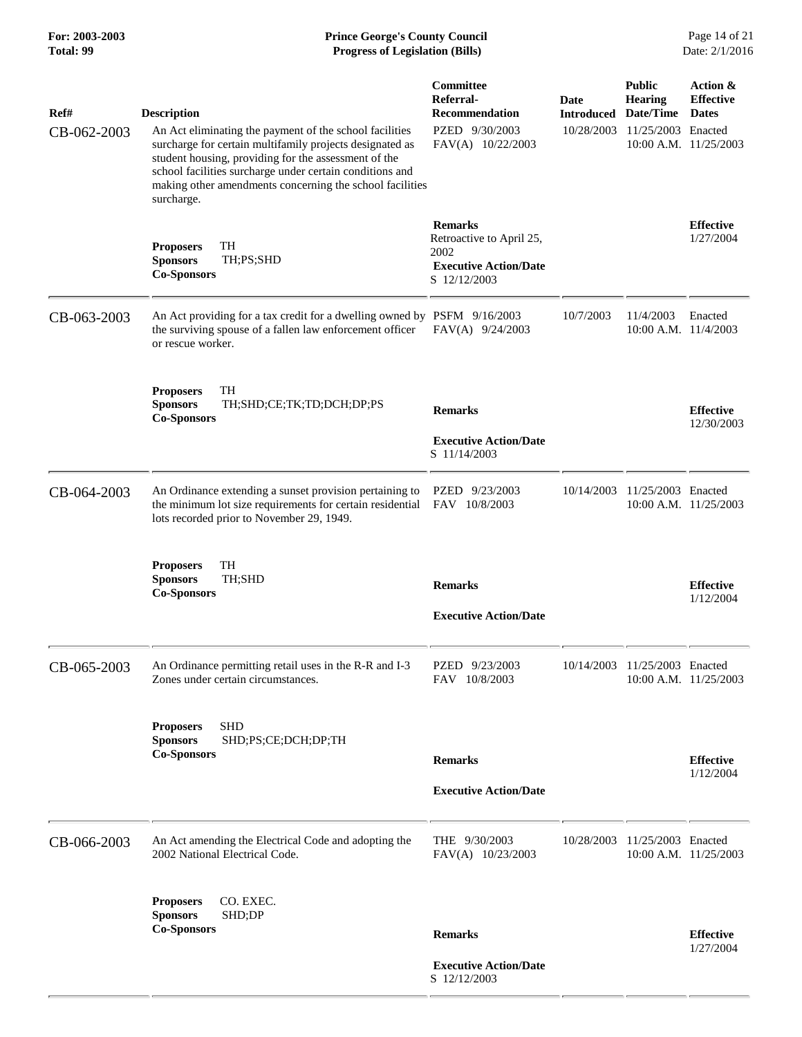| Ref# | Description | Committee Referral-Recommendation | Date Introduced | Public Hearing Date/Time | Action & Effective Dates |
|---|---|---|---|---|---|
| CB-062-2003 | An Act eliminating the payment of the school facilities surcharge for certain multifamily projects designated as student housing, providing for the assessment of the school facilities surcharge under certain conditions and making other amendments concerning the school facilities surcharge. | PZED 9/30/2003<br>FAV(A) 10/22/2003 | 10/28/2003 | 11/25/2003<br>10:00 A.M. | Enacted<br>11/25/2003 |
| | **Proposers** TH<br>**Sponsors** TH;PS;SHD<br>**Co-Sponsors** | **Remarks**<br>Retroactive to April 25, 2002<br>**Executive Action/Date**<br>S 12/12/2003 | | | **Effective**<br>1/27/2004 |
| CB-063-2003 | An Act providing for a tax credit for a dwelling owned by the surviving spouse of a fallen law enforcement officer or rescue worker. | PSFM 9/16/2003<br>FAV(A) 9/24/2003 | 10/7/2003 | 11/4/2003<br>10:00 A.M. | Enacted<br>11/4/2003 |
| | **Proposers** TH<br>**Sponsors** TH;SHD;CE;TK;TD;DCH;DP;PS<br>**Co-Sponsors** | **Remarks**<br>**Executive Action/Date**<br>S 11/14/2003 | | | **Effective**<br>12/30/2003 |
| CB-064-2003 | An Ordinance extending a sunset provision pertaining to the minimum lot size requirements for certain residential lots recorded prior to November 29, 1949. | PZED 9/23/2003<br>FAV 10/8/2003 | 10/14/2003 | 11/25/2003<br>10:00 A.M. | Enacted<br>11/25/2003 |
| | **Proposers** TH<br>**Sponsors** TH;SHD<br>**Co-Sponsors** | **Remarks**<br>**Executive Action/Date** | | | **Effective**<br>1/12/2004 |
| CB-065-2003 | An Ordinance permitting retail uses in the R-R and I-3 Zones under certain circumstances. | PZED 9/23/2003<br>FAV 10/8/2003 | 10/14/2003 | 11/25/2003<br>10:00 A.M. | Enacted<br>11/25/2003 |
| | **Proposers** SHD<br>**Sponsors** SHD;PS;CE;DCH;DP;TH<br>**Co-Sponsors** | **Remarks**<br>**Executive Action/Date** | | | **Effective**<br>1/12/2004 |
| CB-066-2003 | An Act amending the Electrical Code and adopting the 2002 National Electrical Code. | THE 9/30/2003<br>FAV(A) 10/23/2003 | 10/28/2003 | 11/25/2003<br>10:00 A.M. | Enacted<br>11/25/2003 |
| | **Proposers** CO. EXEC.<br>**Sponsors** SHD;DP<br>**Co-Sponsors** | **Remarks**<br>**Executive Action/Date**<br>S 12/12/2003 | | | **Effective**<br>1/27/2004 |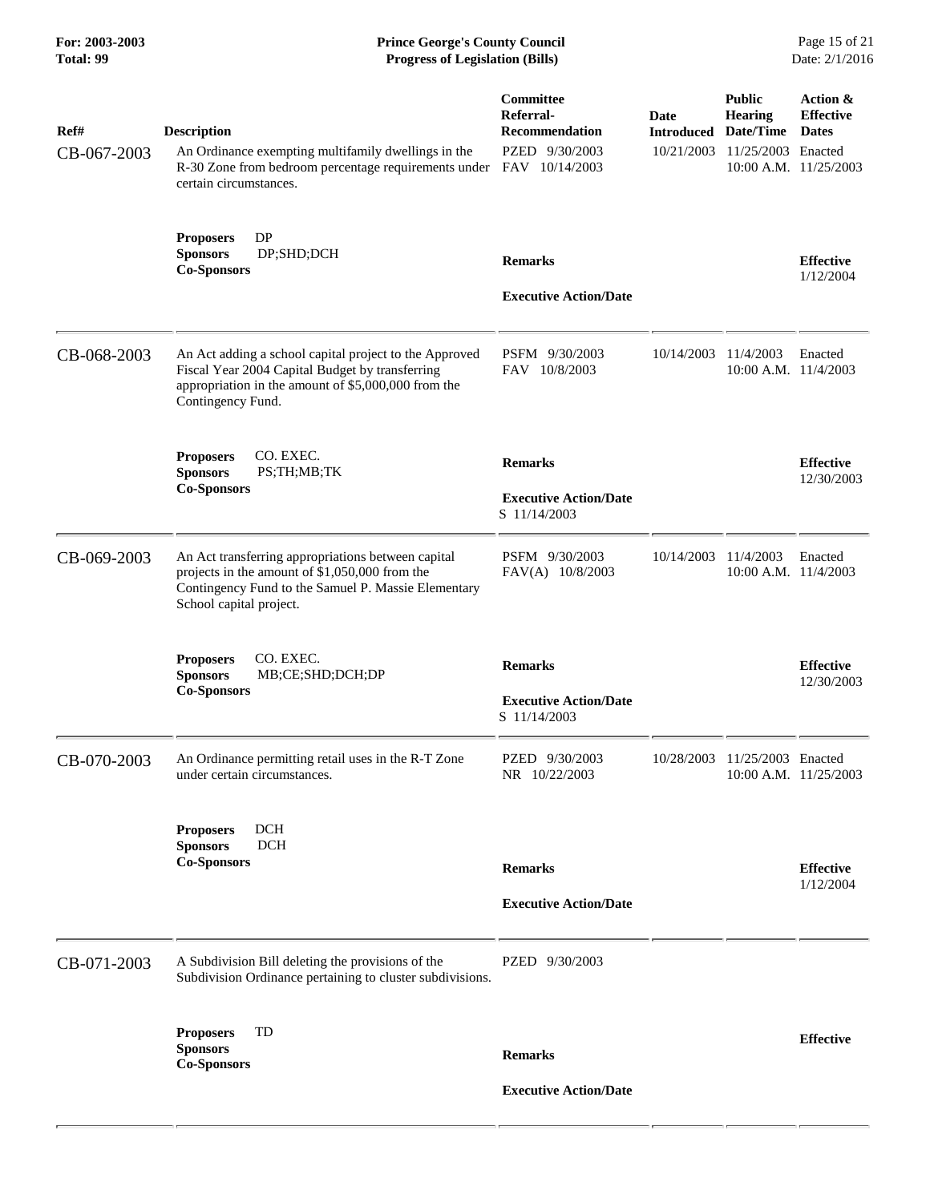| Ref# | Description | Committee Referral-Recommendation | Date Introduced | Public Hearing Date/Time | Action & Effective Dates |
|---|---|---|---|---|---|
| CB-067-2003 | An Ordinance exempting multifamily dwellings in the R-30 Zone from bedroom percentage requirements under certain circumstances. | PZED 9/30/2003<br>FAV 10/14/2003 | 10/21/2003 | 11/25/2003<br>10:00 A.M. | Enacted<br>11/25/2003 |
| | **Proposers** DP<br>**Sponsors** DP;SHD;DCH<br>**Co-Sponsors** | **Remarks**<br><br>**Executive Action/Date** | | | **Effective**<br>1/12/2004 |
| CB-068-2003 | An Act adding a school capital project to the Approved Fiscal Year 2004 Capital Budget by transferring appropriation in the amount of $5,000,000 from the Contingency Fund. | PSFM 9/30/2003<br>FAV 10/8/2003 | 10/14/2003 | 11/4/2003<br>10:00 A.M. | Enacted<br>11/4/2003 |
| | **Proposers** CO. EXEC.<br>**Sponsors** PS;TH;MB;TK<br>**Co-Sponsors** | **Remarks**<br><br>**Executive Action/Date**<br>S 11/14/2003 | | | **Effective**<br>12/30/2003 |
| CB-069-2003 | An Act transferring appropriations between capital projects in the amount of $1,050,000 from the Contingency Fund to the Samuel P. Massie Elementary School capital project. | PSFM 9/30/2003<br>FAV(A) 10/8/2003 | 10/14/2003 | 11/4/2003<br>10:00 A.M. | Enacted<br>11/4/2003 |
| | **Proposers** CO. EXEC.<br>**Sponsors** MB;CE;SHD;DCH;DP<br>**Co-Sponsors** | **Remarks**<br><br>**Executive Action/Date**<br>S 11/14/2003 | | | **Effective**<br>12/30/2003 |
| CB-070-2003 | An Ordinance permitting retail uses in the R-T Zone under certain circumstances. | PZED 9/30/2003<br>NR 10/22/2003 | 10/28/2003 | 11/25/2003<br>10:00 A.M. | Enacted<br>11/25/2003 |
| | **Proposers** DCH<br>**Sponsors** DCH<br>**Co-Sponsors** | **Remarks**<br><br>**Executive Action/Date** | | | **Effective**<br>1/12/2004 |
| CB-071-2003 | A Subdivision Bill deleting the provisions of the Subdivision Ordinance pertaining to cluster subdivisions. | PZED 9/30/2003 | | | |
| | **Proposers** TD<br>**Sponsors**<br>**Co-Sponsors** | **Remarks**<br><br>**Executive Action/Date** | | | **Effective** |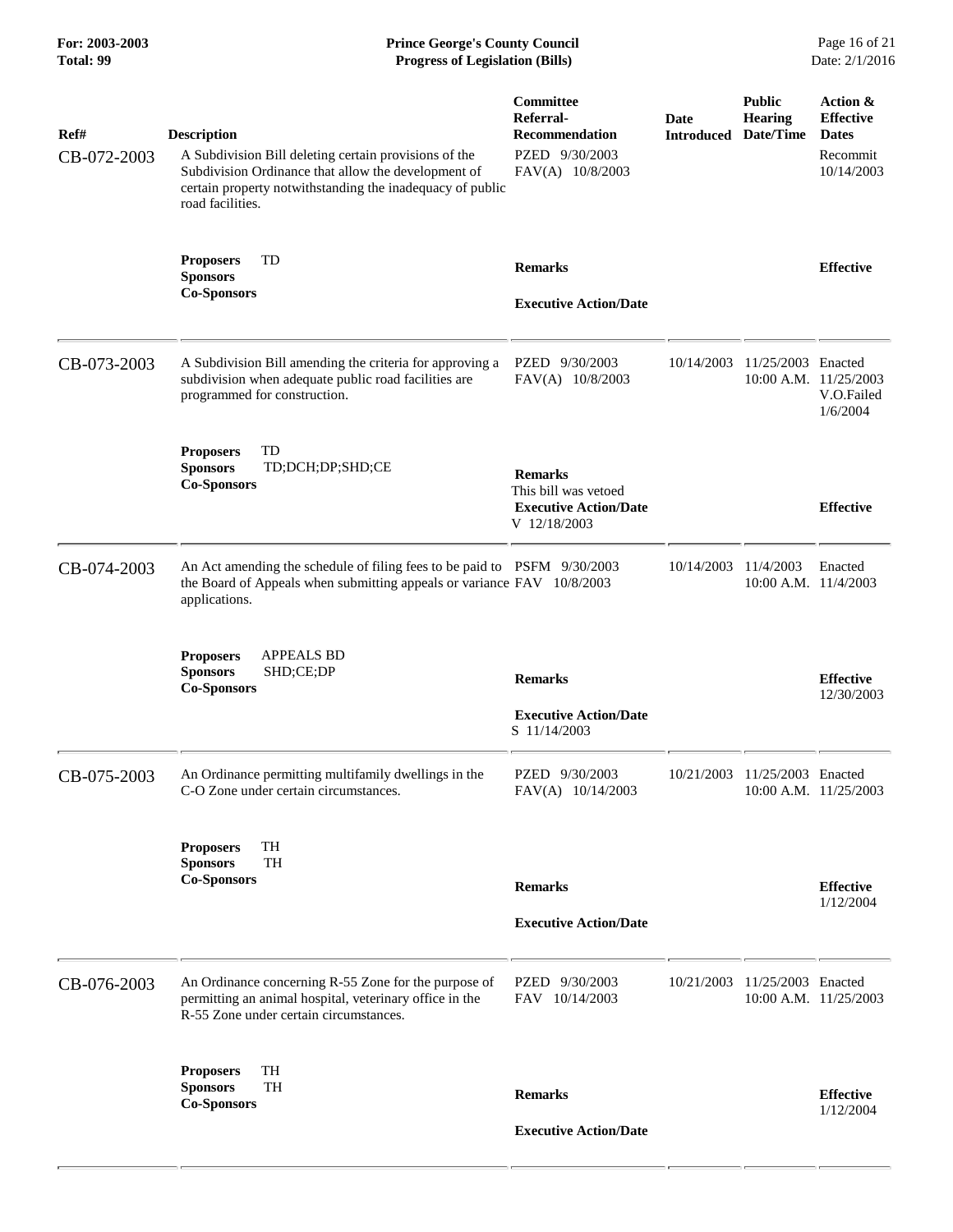| Ref# | Description | Committee Referral-Recommendation | Date Introduced | Public Hearing Date/Time | Action & Effective Dates |
|---|---|---|---|---|---|
| CB-072-2003 | A Subdivision Bill deleting certain provisions of the Subdivision Ordinance that allow the development of certain property notwithstanding the inadequacy of public road facilities. | PZED 9/30/2003<br>FAV(A) 10/8/2003 | | | Recommit 10/14/2003 |
| | **Proposers** TD<br>**Sponsors**<br>**Co-Sponsors** | **Remarks**<br><br>**Executive Action/Date** | | | **Effective** |
| CB-073-2003 | A Subdivision Bill amending the criteria for approving a subdivision when adequate public road facilities are programmed for construction. | PZED 9/30/2003<br>FAV(A) 10/8/2003 | 10/14/2003 | 11/25/2003<br>10:00 A.M. | Enacted 11/25/2003<br>V.O.Failed 1/6/2004 |
| | **Proposers** TD<br>**Sponsors** TD;DCH;DP;SHD;CE<br>**Co-Sponsors** | **Remarks**<br>This bill was vetoed<br>**Executive Action/Date**<br>V 12/18/2003 | | | **Effective** |
| CB-074-2003 | An Act amending the schedule of filing fees to be paid to the Board of Appeals when submitting appeals or variance applications. | PSFM 9/30/2003<br>FAV 10/8/2003 | 10/14/2003 | 11/4/2003<br>10:00 A.M. | Enacted 11/4/2003 |
| | **Proposers** APPEALS BD<br>**Sponsors** SHD;CE;DP<br>**Co-Sponsors** | **Remarks**<br><br>**Executive Action/Date**<br>S 11/14/2003 | | | **Effective**<br>12/30/2003 |
| CB-075-2003 | An Ordinance permitting multifamily dwellings in the C-O Zone under certain circumstances. | PZED 9/30/2003<br>FAV(A) 10/14/2003 | 10/21/2003 | 11/25/2003<br>10:00 A.M. | Enacted 11/25/2003 |
| | **Proposers** TH<br>**Sponsors** TH<br>**Co-Sponsors** | **Remarks**<br><br>**Executive Action/Date** | | | **Effective**<br>1/12/2004 |
| CB-076-2003 | An Ordinance concerning R-55 Zone for the purpose of permitting an animal hospital, veterinary office in the R-55 Zone under certain circumstances. | PZED 9/30/2003<br>FAV 10/14/2003 | 10/21/2003 | 11/25/2003<br>10:00 A.M. | Enacted 11/25/2003 |
| | **Proposers** TH<br>**Sponsors** TH<br>**Co-Sponsors** | **Remarks**<br><br>**Executive Action/Date** | | | **Effective**<br>1/12/2004 |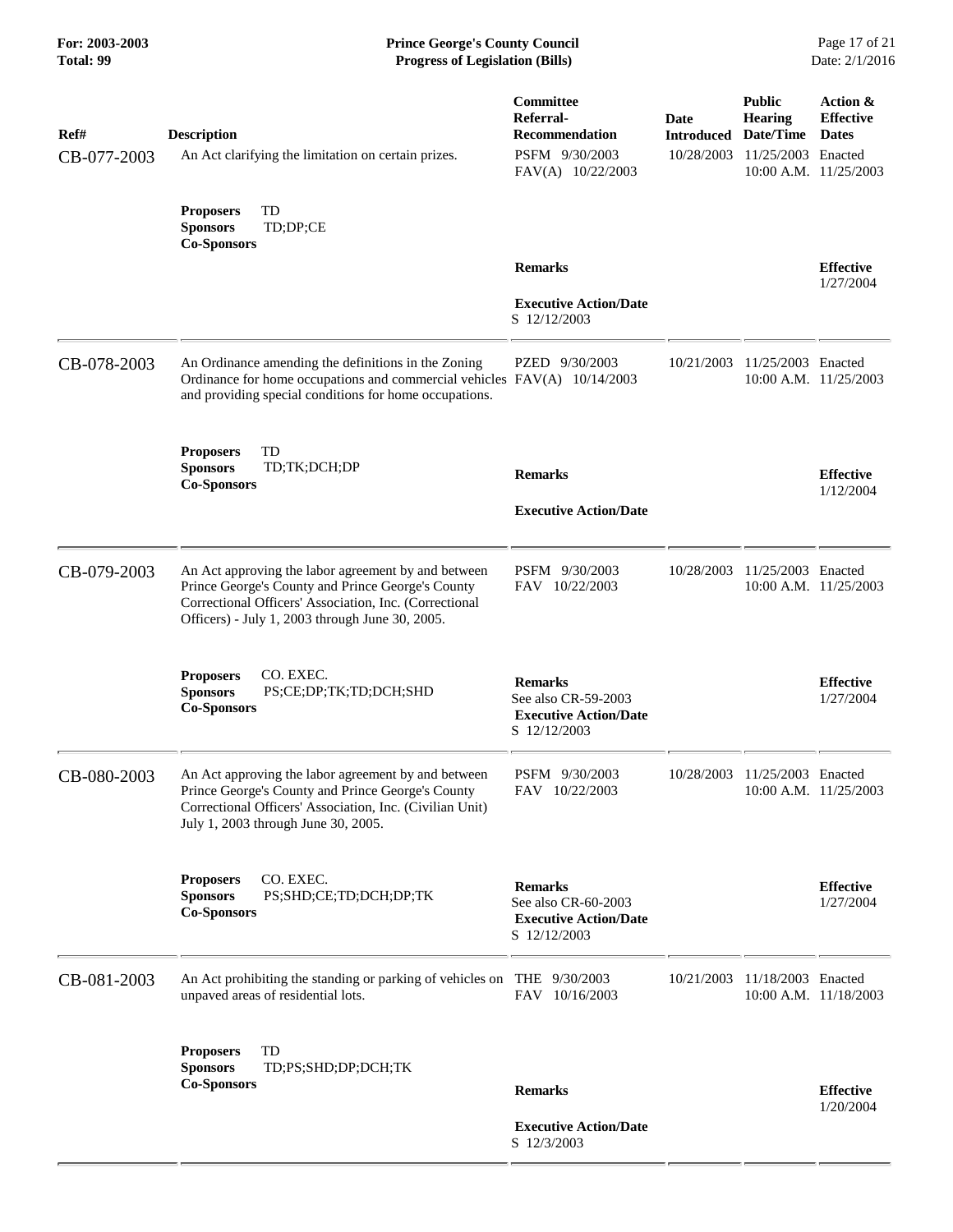| Ref# | Description | Committee Referral-Recommendation | Date Introduced | Public Hearing Date/Time | Action & Effective Dates |
|---|---|---|---|---|---|
| CB-077-2003 | An Act clarifying the limitation on certain prizes. | PSFM 9/30/2003<br>FAV(A) 10/22/2003 | 10/28/2003 | 11/25/2003<br>10:00 A.M. | Enacted<br>11/25/2003 |
| | **Proposers** TD<br>**Sponsors** TD;DP;CE<br>**Co-Sponsors** | **Remarks**<br><br>**Executive Action/Date**<br>S 12/12/2003 | | | **Effective**<br>1/27/2004 |
| CB-078-2003 | An Ordinance amending the definitions in the Zoning Ordinance for home occupations and commercial vehicles and providing special conditions for home occupations. | PZED 9/30/2003<br>FAV(A) 10/14/2003 | 10/21/2003 | 11/25/2003<br>10:00 A.M. | Enacted<br>11/25/2003 |
| | **Proposers** TD<br>**Sponsors** TD;TK;DCH;DP<br>**Co-Sponsors** | **Remarks**<br><br>**Executive Action/Date** | | | **Effective**<br>1/12/2004 |
| CB-079-2003 | An Act approving the labor agreement by and between Prince George's County and Prince George's County Correctional Officers' Association, Inc. (Correctional Officers) - July 1, 2003 through June 30, 2005. | PSFM 9/30/2003<br>FAV 10/22/2003 | 10/28/2003 | 11/25/2003<br>10:00 A.M. | Enacted<br>11/25/2003 |
| | **Proposers** CO. EXEC.<br>**Sponsors** PS;CE;DP;TK;TD;DCH;SHD<br>**Co-Sponsors** | **Remarks**<br>See also CR-59-2003<br>**Executive Action/Date**<br>S 12/12/2003 | | | **Effective**<br>1/27/2004 |
| CB-080-2003 | An Act approving the labor agreement by and between Prince George's County and Prince George's County Correctional Officers' Association, Inc. (Civilian Unit) July 1, 2003 through June 30, 2005. | PSFM 9/30/2003<br>FAV 10/22/2003 | 10/28/2003 | 11/25/2003<br>10:00 A.M. | Enacted<br>11/25/2003 |
| | **Proposers** CO. EXEC.<br>**Sponsors** PS;SHD;CE;TD;DCH;DP;TK<br>**Co-Sponsors** | **Remarks**<br>See also CR-60-2003<br>**Executive Action/Date**<br>S 12/12/2003 | | | **Effective**<br>1/27/2004 |
| CB-081-2003 | An Act prohibiting the standing or parking of vehicles on unpaved areas of residential lots. | THE 9/30/2003<br>FAV 10/16/2003 | 10/21/2003 | 11/18/2003<br>10:00 A.M. | Enacted<br>11/18/2003 |
| | **Proposers** TD<br>**Sponsors** TD;PS;SHD;DP;DCH;TK<br>**Co-Sponsors** | **Remarks**<br><br>**Executive Action/Date**<br>S 12/3/2003 | | | **Effective**<br>1/20/2004 |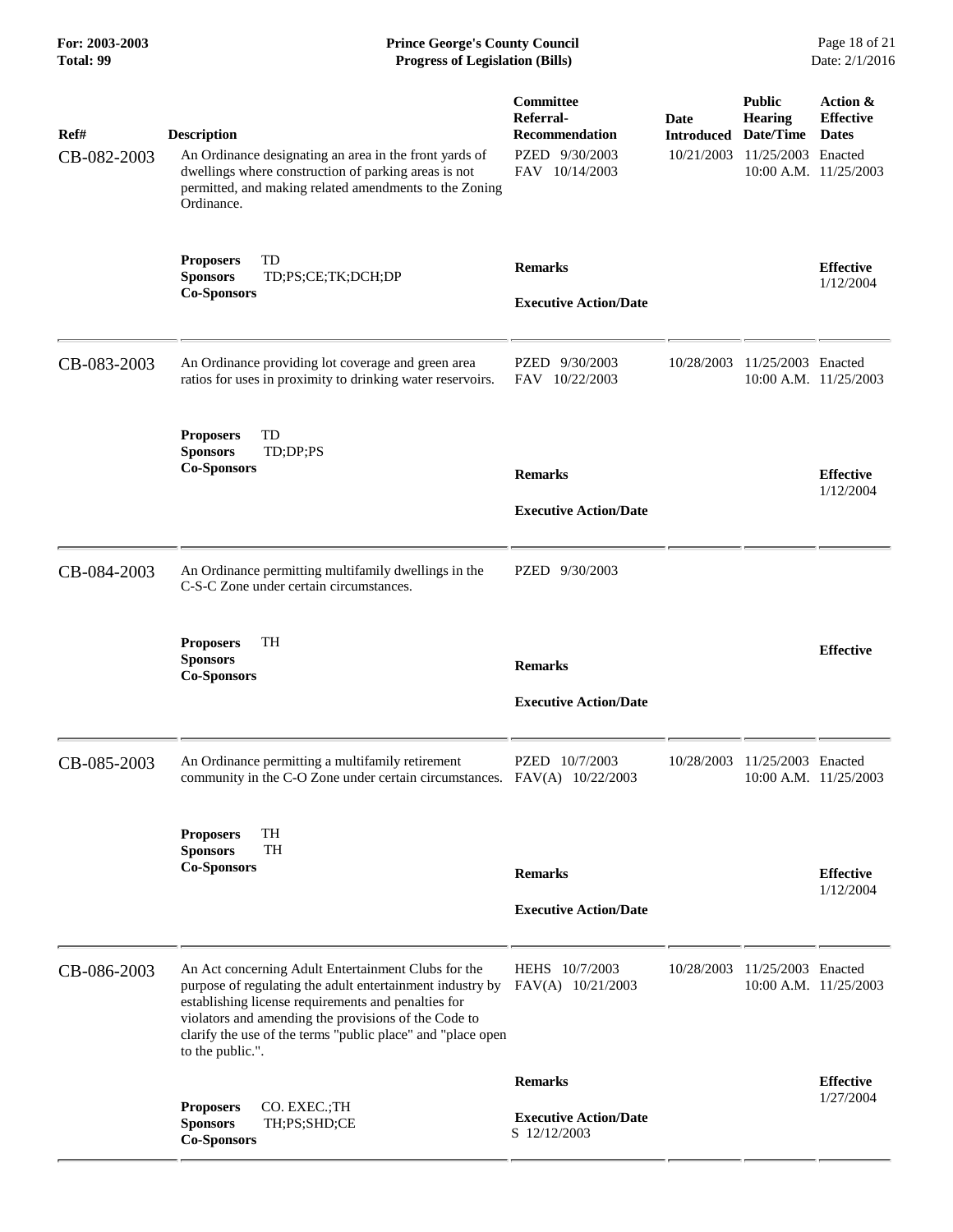| Ref# | Description | Committee Referral-Recommendation | Date Introduced | Public Hearing Date/Time | Action & Effective Dates |
|---|---|---|---|---|---|
| CB-082-2003 | An Ordinance designating an area in the front yards of dwellings where construction of parking areas is not permitted, and making related amendments to the Zoning Ordinance. | PZED 9/30/2003<br>FAV 10/14/2003 | 10/21/2003 | 11/25/2003<br>10:00 A.M. | Enacted<br>11/25/2003 |
| | **Proposers** TD<br>**Sponsors** TD;PS;CE;TK;DCH;DP<br>**Co-Sponsors** | **Remarks**<br><br>**Executive Action/Date** | | | **Effective**<br>1/12/2004 |
| CB-083-2003 | An Ordinance providing lot coverage and green area ratios for uses in proximity to drinking water reservoirs. | PZED 9/30/2003<br>FAV 10/22/2003 | 10/28/2003 | 11/25/2003<br>10:00 A.M. | Enacted<br>11/25/2003 |
| | **Proposers** TD<br>**Sponsors** TD;DP;PS<br>**Co-Sponsors** | **Remarks**<br><br>**Executive Action/Date** | | | **Effective**<br>1/12/2004 |
| CB-084-2003 | An Ordinance permitting multifamily dwellings in the C-S-C Zone under certain circumstances. | PZED 9/30/2003 | | | |
| | **Proposers** TH<br>**Sponsors**<br>**Co-Sponsors** | **Remarks**<br><br>**Executive Action/Date** | | | **Effective** |
| CB-085-2003 | An Ordinance permitting a multifamily retirement community in the C-O Zone under certain circumstances. | PZED 10/7/2003<br>FAV(A) 10/22/2003 | 10/28/2003 | 11/25/2003<br>10:00 A.M. | Enacted<br>11/25/2003 |
| | **Proposers** TH<br>**Sponsors** TH<br>**Co-Sponsors** | **Remarks**<br><br>**Executive Action/Date** | | | **Effective**<br>1/12/2004 |
| CB-086-2003 | An Act concerning Adult Entertainment Clubs for the purpose of regulating the adult entertainment industry by establishing license requirements and penalties for violators and amending the provisions of the Code to clarify the use of the terms "public place" and "place open to the public.". | HEHS 10/7/2003<br>FAV(A) 10/21/2003 | 10/28/2003 | 11/25/2003<br>10:00 A.M. | Enacted<br>11/25/2003 |
| | **Proposers** CO. EXEC.;TH<br>**Sponsors** TH;PS;SHD;CE<br>**Co-Sponsors** | **Remarks**<br><br>**Executive Action/Date**<br>S 12/12/2003 | | | **Effective**<br>1/27/2004 |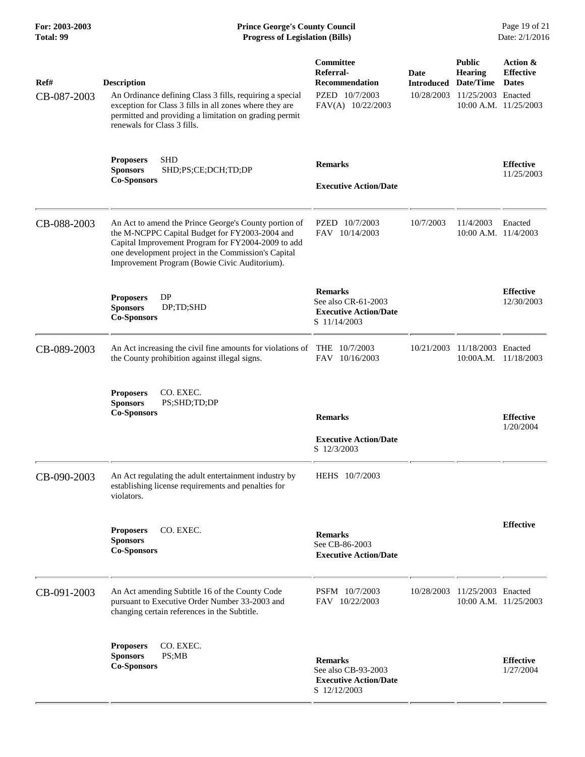| Ref# | Description | Committee Referral-Recommendation | Date Introduced | Public Hearing Date/Time | Action & Effective Dates |
|---|---|---|---|---|---|
| CB-087-2003 | An Ordinance defining Class 3 fills, requiring a special exception for Class 3 fills in all zones where they are permitted and providing a limitation on grading permit renewals for Class 3 fills. | PZED 10/7/2003<br>FAV(A) 10/22/2003 | 10/28/2003 | 11/25/2003<br>10:00 A.M. | Enacted<br>11/25/2003 |
| | **Proposers** SHD<br>**Sponsors** SHD;PS;CE;DCH;TD;DP<br>**Co-Sponsors** | **Remarks**<br><br>**Executive Action/Date** | | | **Effective**<br>11/25/2003 |
| CB-088-2003 | An Act to amend the Prince George's County portion of the M-NCPPC Capital Budget for FY2003-2004 and Capital Improvement Program for FY2004-2009 to add one development project in the Commission's Capital Improvement Program (Bowie Civic Auditorium). | PZED 10/7/2003<br>FAV 10/14/2003 | 10/7/2003 | 11/4/2003<br>10:00 A.M. | Enacted<br>11/4/2003 |
| | **Proposers** DP<br>**Sponsors** DP;TD;SHD<br>**Co-Sponsors** | **Remarks**<br>See also CR-61-2003<br>**Executive Action/Date**<br>S 11/14/2003 | | | **Effective**<br>12/30/2003 |
| CB-089-2003 | An Act increasing the civil fine amounts for violations of the County prohibition against illegal signs. | THE 10/7/2003<br>FAV 10/16/2003 | 10/21/2003 | 11/18/2003<br>10:00A.M. | Enacted<br>11/18/2003 |
| | **Proposers** CO. EXEC.<br>**Sponsors** PS;SHD;TD;DP<br>**Co-Sponsors** | **Remarks**<br><br>**Executive Action/Date**<br>S 12/3/2003 | | | **Effective**<br>1/20/2004 |
| CB-090-2003 | An Act regulating the adult entertainment industry by establishing license requirements and penalties for violators. | HEHS 10/7/2003 | | | |
| | **Proposers** CO. EXEC.<br>**Sponsors**<br>**Co-Sponsors** | **Remarks**<br>See CB-86-2003<br>**Executive Action/Date** | | | **Effective** |
| CB-091-2003 | An Act amending Subtitle 16 of the County Code pursuant to Executive Order Number 33-2003 and changing certain references in the Subtitle. | PSFM 10/7/2003<br>FAV 10/22/2003 | 10/28/2003 | 11/25/2003<br>10:00 A.M. | Enacted<br>11/25/2003 |
| | **Proposers** CO. EXEC.<br>**Sponsors** PS;MB<br>**Co-Sponsors** | **Remarks**<br>See also CB-93-2003<br>**Executive Action/Date**<br>S 12/12/2003 | | | **Effective**<br>1/27/2004 |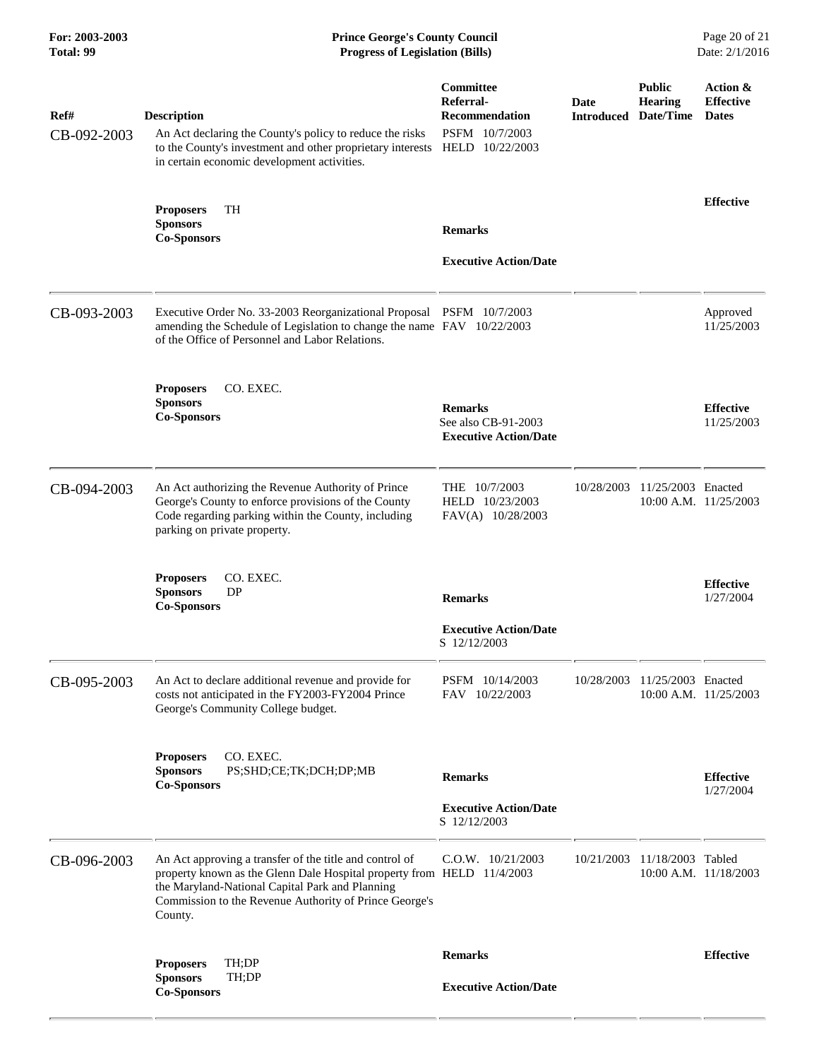| Ref# | Description | Committee Referral-Recommendation | Date Introduced | Public Hearing Date/Time | Action & Effective Dates |
|---|---|---|---|---|---|
| CB-092-2003 | An Act declaring the County's policy to reduce the risks to the County's investment and other proprietary interests in certain economic development activities. | PSFM 10/7/2003<br>HELD 10/22/2003 | | | |
| | **Proposers** TH<br>**Sponsors**<br>**Co-Sponsors** | **Remarks**<br><br>**Executive Action/Date** | | | **Effective** |
| CB-093-2003 | Executive Order No. 33-2003 Reorganizational Proposal amending the Schedule of Legislation to change the name of the Office of Personnel and Labor Relations. | PSFM 10/7/2003<br>FAV 10/22/2003 | | | Approved<br>11/25/2003 |
| | **Proposers** CO. EXEC.<br>**Sponsors**<br>**Co-Sponsors** | **Remarks**<br>See also CB-91-2003<br>**Executive Action/Date** | | | **Effective**<br>11/25/2003 |
| CB-094-2003 | An Act authorizing the Revenue Authority of Prince George's County to enforce provisions of the County Code regarding parking within the County, including parking on private property. | THE 10/7/2003<br>HELD 10/23/2003<br>FAV(A) 10/28/2003 | 10/28/2003 | 11/25/2003<br>10:00 A.M. | Enacted<br>11/25/2003 |
| | **Proposers** CO. EXEC.<br>**Sponsors** DP<br>**Co-Sponsors** | **Remarks**<br><br>**Executive Action/Date**<br>S 12/12/2003 | | | **Effective**<br>1/27/2004 |
| CB-095-2003 | An Act to declare additional revenue and provide for costs not anticipated in the FY2003-FY2004 Prince George's Community College budget. | PSFM 10/14/2003<br>FAV 10/22/2003 | 10/28/2003 | 11/25/2003<br>10:00 A.M. | Enacted<br>11/25/2003 |
| | **Proposers** CO. EXEC.<br>**Sponsors** PS;SHD;CE;TK;DCH;DP;MB<br>**Co-Sponsors** | **Remarks**<br><br>**Executive Action/Date**<br>S 12/12/2003 | | | **Effective**<br>1/27/2004 |
| CB-096-2003 | An Act approving a transfer of the title and control of property known as the Glenn Dale Hospital property from the Maryland-National Capital Park and Planning Commission to the Revenue Authority of Prince George's County. | C.O.W. 10/21/2003<br>HELD 11/4/2003 | 10/21/2003 | 11/18/2003<br>10:00 A.M. | Tabled<br>11/18/2003 |
| | **Proposers** TH;DP<br>**Sponsors** TH;DP<br>**Co-Sponsors** | **Remarks**<br><br>**Executive Action/Date** | | | **Effective** |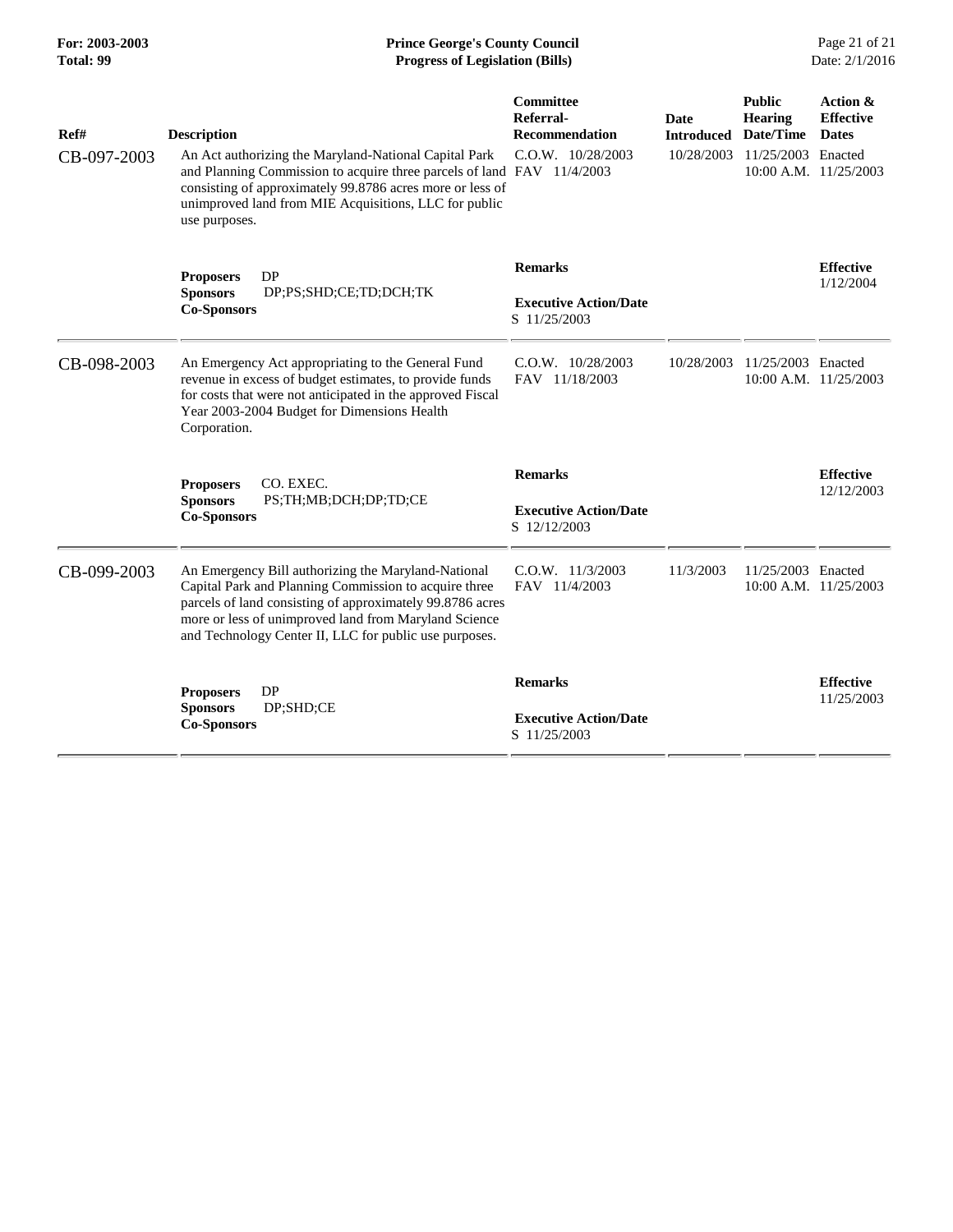| Ref# | Description | Committee Referral-Recommendation | Date Introduced | Public Hearing Date/Time | Action & Effective Dates |
|---|---|---|---|---|---|
| CB-097-2003 | An Act authorizing the Maryland-National Capital Park and Planning Commission to acquire three parcels of land consisting of approximately 99.8786 acres more or less of unimproved land from MIE Acquisitions, LLC for public use purposes. | C.O.W. 10/28/2003 FAV 11/4/2003 | 10/28/2003 | 11/25/2003 10:00 A.M. | Enacted 11/25/2003 |
| | **Proposers** DP **Sponsors** DP;PS;SHD;CE;TD;DCH;TK **Co-Sponsors** | **Remarks** **Executive Action/Date** S 11/25/2003 | | | **Effective** 1/12/2004 |
| CB-098-2003 | An Emergency Act appropriating to the General Fund revenue in excess of budget estimates, to provide funds for costs that were not anticipated in the approved Fiscal Year 2003-2004 Budget for Dimensions Health Corporation. | C.O.W. 10/28/2003 FAV 11/18/2003 | 10/28/2003 | 11/25/2003 10:00 A.M. | Enacted 11/25/2003 |
| | **Proposers** CO. EXEC. **Sponsors** PS;TH;MB;DCH;DP;TD;CE **Co-Sponsors** | **Remarks** **Executive Action/Date** S 12/12/2003 | | | **Effective** 12/12/2003 |
| CB-099-2003 | An Emergency Bill authorizing the Maryland-National Capital Park and Planning Commission to acquire three parcels of land consisting of approximately 99.8786 acres more or less of unimproved land from Maryland Science and Technology Center II, LLC for public use purposes. | C.O.W. 11/3/2003 FAV 11/4/2003 | 11/3/2003 | 11/25/2003 10:00 A.M. | Enacted 11/25/2003 |
| | **Proposers** DP **Sponsors** DP;SHD;CE **Co-Sponsors** | **Remarks** **Executive Action/Date** S 11/25/2003 | | | **Effective** 11/25/2003 |